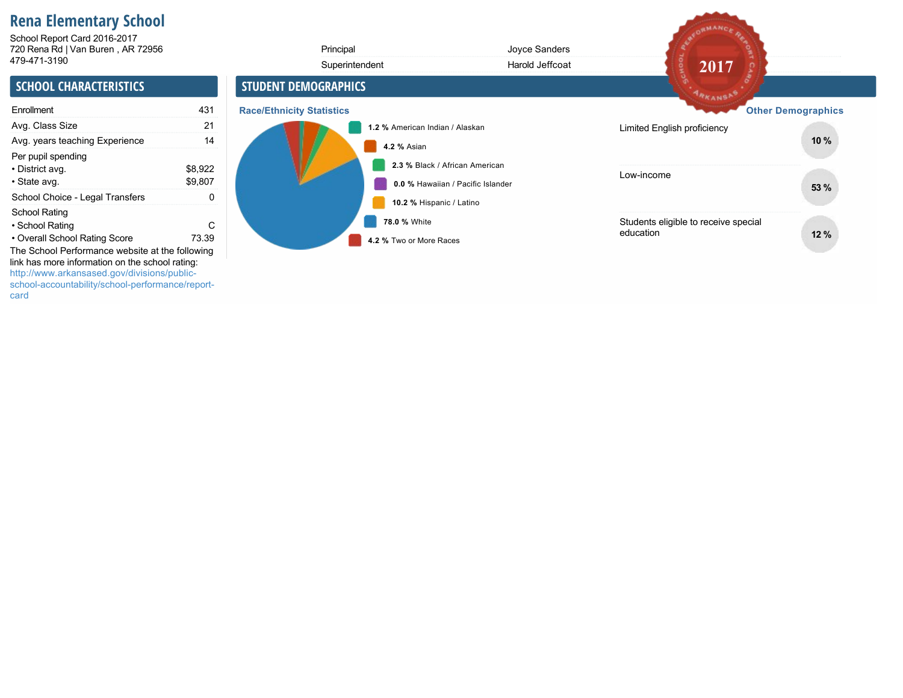# Rena Elementary School

School Report Card 2016-2017
720 Rena Rd | Van Buren , AR 72956
479-471-3190

| | |
|---|---|
| Principal | Joyce Sanders |
| Superintendent | Harold Jeffcoat |

2017 SCHOOL PERFORMANCE REPORT CARD • ARKANSAS •

## SCHOOL CHARACTERISTICS

| | |
|---|---|
| Enrollment | 431 |
| Avg. Class Size | 21 |
| Avg. years teaching Experience | 14 |
| Per pupil spending | |
| • District avg. | $8,922 |
| • State avg. | $9,807 |
| School Choice - Legal Transfers | 0 |
| School Rating | |
| • School Rating | C |
| • Overall School Rating Score | 73.39 |

The School Performance website at the following link has more information on the school rating: http://www.arkansased.gov/divisions/public-school-accountability/school-performance/report-card

## STUDENT DEMOGRAPHICS

### Race/Ethnicity Statistics

- **1.2 %** American Indian / Alaskan
- **4.2 %** Asian
- **2.3 %** Black / African American
- **0.0 %** Hawaiian / Pacific Islander
- **10.2 %** Hispanic / Latino
- **78.0 %** White
- **4.2 %** Two or More Races

### Other Demographics

| | |
|---|---|
| Limited English proficiency | 10 % |
| Low-income | 53 % |
| Students eligible to receive special education | 12 % |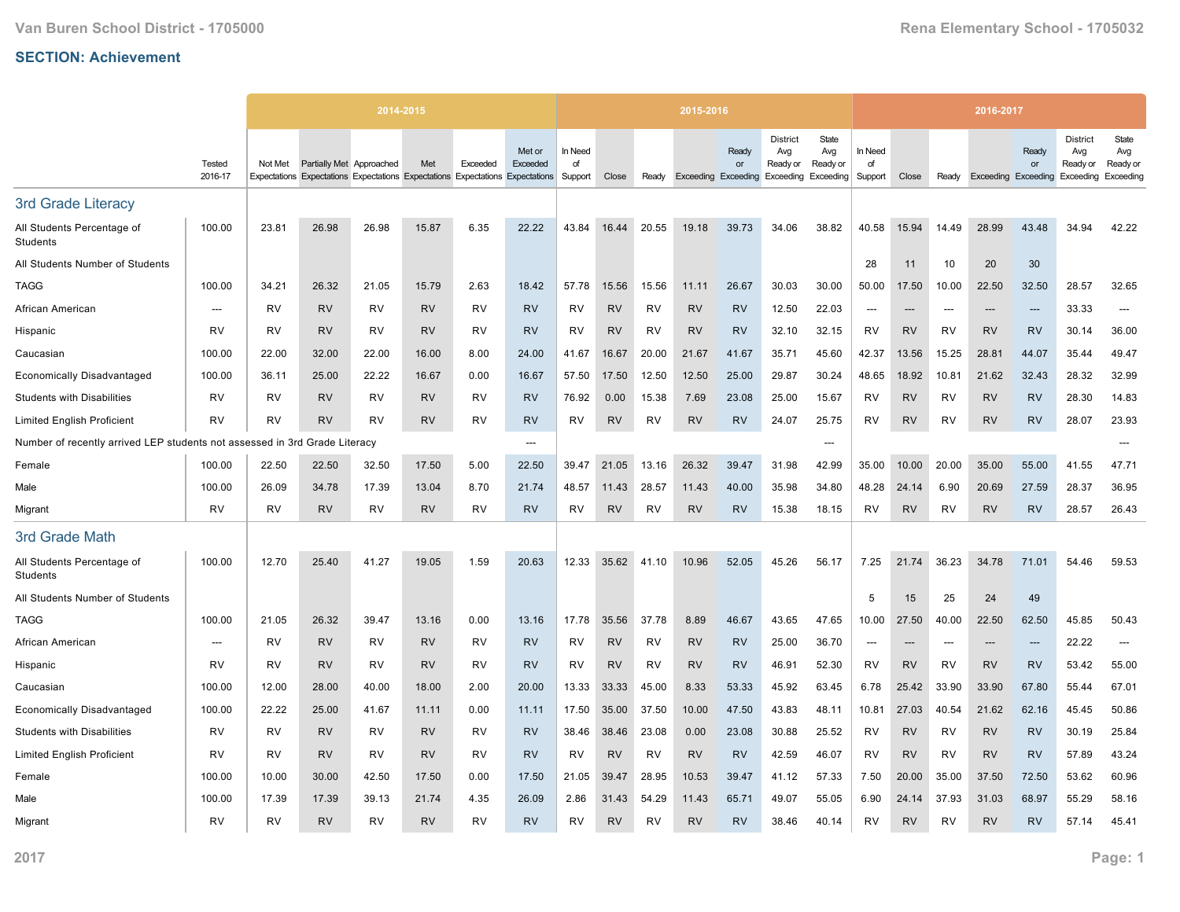Van Buren School District - 1705000 | Rena Elementary School - 1705032

## SECTION: Achievement

| | Tested 2016-17 | 2014-2015 Not Met Expectations | 2014-2015 Partially Met Expectations | 2014-2015 Approached Expectations | 2014-2015 Met Expectations | 2014-2015 Exceeded Expectations | 2014-2015 Met or Exceeded Expectations | 2015-2016 In Need of Support | 2015-2016 Close | 2015-2016 Ready | 2015-2016 Exceeding | 2015-2016 Ready or Exceeding | 2015-2016 District Avg Ready or Exceeding | 2015-2016 State Avg Ready or Exceeding | 2016-2017 In Need of Support | 2016-2017 Close | 2016-2017 Ready | 2016-2017 Exceeding | 2016-2017 Ready or Exceeding | 2016-2017 District Avg Ready or Exceeding | 2016-2017 State Avg Ready or Exceeding |
|---|---|---|---|---|---|---|---|---|---|---|---|---|---|---|---|---|---|---|---|---|---|
| **3rd Grade Literacy** | | | | | | | | | | | | | | | | | | | | | |
| All Students Percentage of Students | 100.00 | 23.81 | 26.98 | 26.98 | 15.87 | 6.35 | 22.22 | 43.84 | 16.44 | 20.55 | 19.18 | 39.73 | 34.06 | 38.82 | 40.58 | 15.94 | 14.49 | 28.99 | 43.48 | 34.94 | 42.22 |
| All Students Number of Students | | | | | | | | | | | | | | | 28 | 11 | 10 | 20 | 30 | | |
| TAGG | 100.00 | 34.21 | 26.32 | 21.05 | 15.79 | 2.63 | 18.42 | 57.78 | 15.56 | 15.56 | 11.11 | 26.67 | 30.03 | 30.00 | 50.00 | 17.50 | 10.00 | 22.50 | 32.50 | 28.57 | 32.65 |
| African American | --- | RV | RV | RV | RV | RV | RV | RV | RV | RV | RV | RV | 12.50 | 22.03 | --- | --- | --- | --- | --- | 33.33 | --- |
| Hispanic | RV | RV | RV | RV | RV | RV | RV | RV | RV | RV | RV | RV | 32.10 | 32.15 | RV | RV | RV | RV | RV | 30.14 | 36.00 |
| Caucasian | 100.00 | 22.00 | 32.00 | 22.00 | 16.00 | 8.00 | 24.00 | 41.67 | 16.67 | 20.00 | 21.67 | 41.67 | 35.71 | 45.60 | 42.37 | 13.56 | 15.25 | 28.81 | 44.07 | 35.44 | 49.47 |
| Economically Disadvantaged | 100.00 | 36.11 | 25.00 | 22.22 | 16.67 | 0.00 | 16.67 | 57.50 | 17.50 | 12.50 | 12.50 | 25.00 | 29.87 | 30.24 | 48.65 | 18.92 | 10.81 | 21.62 | 32.43 | 28.32 | 32.99 |
| Students with Disabilities | RV | RV | RV | RV | RV | RV | RV | 76.92 | 0.00 | 15.38 | 7.69 | 23.08 | 25.00 | 15.67 | RV | RV | RV | RV | RV | 28.30 | 14.83 |
| Limited English Proficient | RV | RV | RV | RV | RV | RV | RV | RV | RV | RV | RV | RV | 24.07 | 25.75 | RV | RV | RV | RV | RV | 28.07 | 23.93 |
| Number of recently arrived LEP students not assessed in 3rd Grade Literacy | | | | | | | --- | | | | | | | --- | | | | | | | --- |
| Female | 100.00 | 22.50 | 22.50 | 32.50 | 17.50 | 5.00 | 22.50 | 39.47 | 21.05 | 13.16 | 26.32 | 39.47 | 31.98 | 42.99 | 35.00 | 10.00 | 20.00 | 35.00 | 55.00 | 41.55 | 47.71 |
| Male | 100.00 | 26.09 | 34.78 | 17.39 | 13.04 | 8.70 | 21.74 | 48.57 | 11.43 | 28.57 | 11.43 | 40.00 | 35.98 | 34.80 | 48.28 | 24.14 | 6.90 | 20.69 | 27.59 | 28.37 | 36.95 |
| Migrant | RV | RV | RV | RV | RV | RV | RV | RV | RV | RV | RV | RV | 15.38 | 18.15 | RV | RV | RV | RV | RV | 28.57 | 26.43 |
| **3rd Grade Math** | | | | | | | | | | | | | | | | | | | | | |
| All Students Percentage of Students | 100.00 | 12.70 | 25.40 | 41.27 | 19.05 | 1.59 | 20.63 | 12.33 | 35.62 | 41.10 | 10.96 | 52.05 | 45.26 | 56.17 | 7.25 | 21.74 | 36.23 | 34.78 | 71.01 | 54.46 | 59.53 |
| All Students Number of Students | | | | | | | | | | | | | | | 5 | 15 | 25 | 24 | 49 | | |
| TAGG | 100.00 | 21.05 | 26.32 | 39.47 | 13.16 | 0.00 | 13.16 | 17.78 | 35.56 | 37.78 | 8.89 | 46.67 | 43.65 | 47.65 | 10.00 | 27.50 | 40.00 | 22.50 | 62.50 | 45.85 | 50.43 |
| African American | --- | RV | RV | RV | RV | RV | RV | RV | RV | RV | RV | RV | 25.00 | 36.70 | --- | --- | --- | --- | --- | 22.22 | --- |
| Hispanic | RV | RV | RV | RV | RV | RV | RV | RV | RV | RV | RV | RV | 46.91 | 52.30 | RV | RV | RV | RV | RV | 53.42 | 55.00 |
| Caucasian | 100.00 | 12.00 | 28.00 | 40.00 | 18.00 | 2.00 | 20.00 | 13.33 | 33.33 | 45.00 | 8.33 | 53.33 | 45.92 | 63.45 | 6.78 | 25.42 | 33.90 | 33.90 | 67.80 | 55.44 | 67.01 |
| Economically Disadvantaged | 100.00 | 22.22 | 25.00 | 41.67 | 11.11 | 0.00 | 11.11 | 17.50 | 35.00 | 37.50 | 10.00 | 47.50 | 43.83 | 48.11 | 10.81 | 27.03 | 40.54 | 21.62 | 62.16 | 45.45 | 50.86 |
| Students with Disabilities | RV | RV | RV | RV | RV | RV | RV | 38.46 | 38.46 | 23.08 | 0.00 | 23.08 | 30.88 | 25.52 | RV | RV | RV | RV | RV | 30.19 | 25.84 |
| Limited English Proficient | RV | RV | RV | RV | RV | RV | RV | RV | RV | RV | RV | RV | 42.59 | 46.07 | RV | RV | RV | RV | RV | 57.89 | 43.24 |
| Female | 100.00 | 10.00 | 30.00 | 42.50 | 17.50 | 0.00 | 17.50 | 21.05 | 39.47 | 28.95 | 10.53 | 39.47 | 41.12 | 57.33 | 7.50 | 20.00 | 35.00 | 37.50 | 72.50 | 53.62 | 60.96 |
| Male | 100.00 | 17.39 | 17.39 | 39.13 | 21.74 | 4.35 | 26.09 | 2.86 | 31.43 | 54.29 | 11.43 | 65.71 | 49.07 | 55.05 | 6.90 | 24.14 | 37.93 | 31.03 | 68.97 | 55.29 | 58.16 |
| Migrant | RV | RV | RV | RV | RV | RV | RV | RV | RV | RV | RV | RV | 38.46 | 40.14 | RV | RV | RV | RV | RV | 57.14 | 45.41 |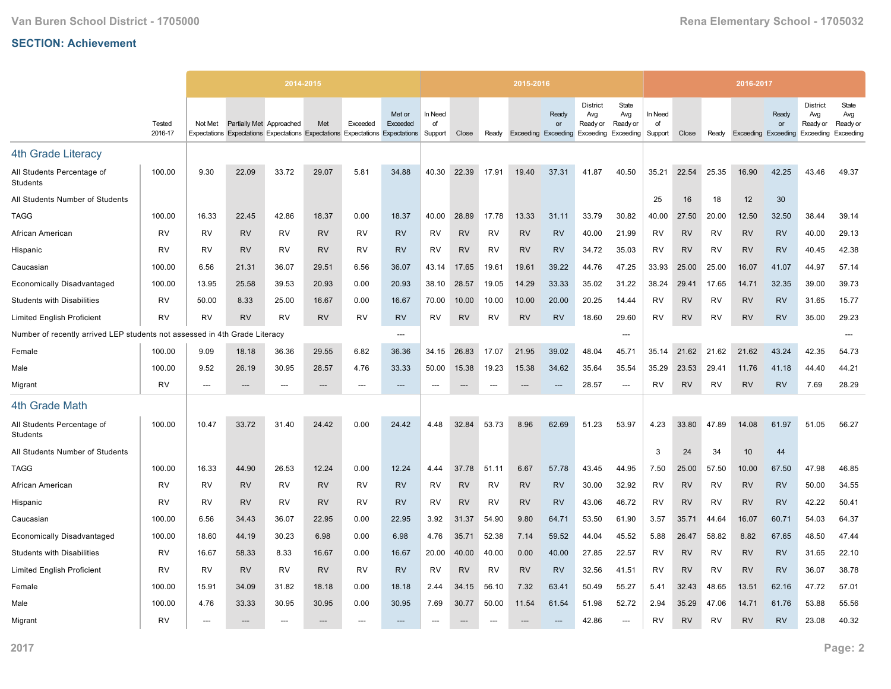## SECTION: Achievement

| | Tested 2016-17 | 2014-2015 | | | | | | 2015-2016 | | | | | | | 2016-2017 | | | | | | |
|---|---|---|---|---|---|---|---|---|---|---|---|---|---|---|---|---|---|---|---|---|---|
| | | Not Met Expectations | Partially Met Expectations | Approached Expectations | Met Expectations | Exceeded Expectations | Met or Exceeded Expectations | In Need of Support | Close | Ready | Exceeding | Ready or Exceeding | District Avg Ready or Exceeding | State Avg Ready or Exceeding | In Need of Support | Close | Ready | Exceeding | Ready or Exceeding | District Avg Ready or Exceeding | State Avg Ready or Exceeding |
| **4th Grade Literacy** | | | | | | | | | | | | | | | | | | | | | |
| All Students Percentage of Students | 100.00 | 9.30 | 22.09 | 33.72 | 29.07 | 5.81 | 34.88 | 40.30 | 22.39 | 17.91 | 19.40 | 37.31 | 41.87 | 40.50 | 35.21 | 22.54 | 25.35 | 16.90 | 42.25 | 43.46 | 49.37 |
| All Students Number of Students | | | | | | | | | | | | | | | 25 | 16 | 18 | 12 | 30 | | |
| TAGG | 100.00 | 16.33 | 22.45 | 42.86 | 18.37 | 0.00 | 18.37 | 40.00 | 28.89 | 17.78 | 13.33 | 31.11 | 33.79 | 30.82 | 40.00 | 27.50 | 20.00 | 12.50 | 32.50 | 38.44 | 39.14 |
| African American | RV | RV | RV | RV | RV | RV | RV | RV | RV | RV | RV | RV | 40.00 | 21.99 | RV | RV | RV | RV | RV | 40.00 | 29.13 |
| Hispanic | RV | RV | RV | RV | RV | RV | RV | RV | RV | RV | RV | RV | 34.72 | 35.03 | RV | RV | RV | RV | RV | 40.45 | 42.38 |
| Caucasian | 100.00 | 6.56 | 21.31 | 36.07 | 29.51 | 6.56 | 36.07 | 43.14 | 17.65 | 19.61 | 19.61 | 39.22 | 44.76 | 47.25 | 33.93 | 25.00 | 25.00 | 16.07 | 41.07 | 44.97 | 57.14 |
| Economically Disadvantaged | 100.00 | 13.95 | 25.58 | 39.53 | 20.93 | 0.00 | 20.93 | 38.10 | 28.57 | 19.05 | 14.29 | 33.33 | 35.02 | 31.22 | 38.24 | 29.41 | 17.65 | 14.71 | 32.35 | 39.00 | 39.73 |
| Students with Disabilities | RV | 50.00 | 8.33 | 25.00 | 16.67 | 0.00 | 16.67 | 70.00 | 10.00 | 10.00 | 10.00 | 20.00 | 20.25 | 14.44 | RV | RV | RV | RV | RV | 31.65 | 15.77 |
| Limited English Proficient | RV | RV | RV | RV | RV | RV | RV | RV | RV | RV | RV | RV | 18.60 | 29.60 | RV | RV | RV | RV | RV | 35.00 | 29.23 |
| Number of recently arrived LEP students not assessed in 4th Grade Literacy | | | | | | | --- | | | | | | | --- | | | | | | | --- |
| Female | 100.00 | 9.09 | 18.18 | 36.36 | 29.55 | 6.82 | 36.36 | 34.15 | 26.83 | 17.07 | 21.95 | 39.02 | 48.04 | 45.71 | 35.14 | 21.62 | 21.62 | 21.62 | 43.24 | 42.35 | 54.73 |
| Male | 100.00 | 9.52 | 26.19 | 30.95 | 28.57 | 4.76 | 33.33 | 50.00 | 15.38 | 19.23 | 15.38 | 34.62 | 35.64 | 35.54 | 35.29 | 23.53 | 29.41 | 11.76 | 41.18 | 44.40 | 44.21 |
| Migrant | RV | --- | --- | --- | --- | --- | --- | --- | --- | --- | --- | --- | 28.57 | --- | RV | RV | RV | RV | RV | 7.69 | 28.29 |
| **4th Grade Math** | | | | | | | | | | | | | | | | | | | | | |
| All Students Percentage of Students | 100.00 | 10.47 | 33.72 | 31.40 | 24.42 | 0.00 | 24.42 | 4.48 | 32.84 | 53.73 | 8.96 | 62.69 | 51.23 | 53.97 | 4.23 | 33.80 | 47.89 | 14.08 | 61.97 | 51.05 | 56.27 |
| All Students Number of Students | | | | | | | | | | | | | | | 3 | 24 | 34 | 10 | 44 | | |
| TAGG | 100.00 | 16.33 | 44.90 | 26.53 | 12.24 | 0.00 | 12.24 | 4.44 | 37.78 | 51.11 | 6.67 | 57.78 | 43.45 | 44.95 | 7.50 | 25.00 | 57.50 | 10.00 | 67.50 | 47.98 | 46.85 |
| African American | RV | RV | RV | RV | RV | RV | RV | RV | RV | RV | RV | RV | 30.00 | 32.92 | RV | RV | RV | RV | RV | 50.00 | 34.55 |
| Hispanic | RV | RV | RV | RV | RV | RV | RV | RV | RV | RV | RV | RV | 43.06 | 46.72 | RV | RV | RV | RV | RV | 42.22 | 50.41 |
| Caucasian | 100.00 | 6.56 | 34.43 | 36.07 | 22.95 | 0.00 | 22.95 | 3.92 | 31.37 | 54.90 | 9.80 | 64.71 | 53.50 | 61.90 | 3.57 | 35.71 | 44.64 | 16.07 | 60.71 | 54.03 | 64.37 |
| Economically Disadvantaged | 100.00 | 18.60 | 44.19 | 30.23 | 6.98 | 0.00 | 6.98 | 4.76 | 35.71 | 52.38 | 7.14 | 59.52 | 44.04 | 45.52 | 5.88 | 26.47 | 58.82 | 8.82 | 67.65 | 48.50 | 47.44 |
| Students with Disabilities | RV | 16.67 | 58.33 | 8.33 | 16.67 | 0.00 | 16.67 | 20.00 | 40.00 | 40.00 | 0.00 | 40.00 | 27.85 | 22.57 | RV | RV | RV | RV | RV | 31.65 | 22.10 |
| Limited English Proficient | RV | RV | RV | RV | RV | RV | RV | RV | RV | RV | RV | RV | 32.56 | 41.51 | RV | RV | RV | RV | RV | 36.07 | 38.78 |
| Female | 100.00 | 15.91 | 34.09 | 31.82 | 18.18 | 0.00 | 18.18 | 2.44 | 34.15 | 56.10 | 7.32 | 63.41 | 50.49 | 55.27 | 5.41 | 32.43 | 48.65 | 13.51 | 62.16 | 47.72 | 57.01 |
| Male | 100.00 | 4.76 | 33.33 | 30.95 | 30.95 | 0.00 | 30.95 | 7.69 | 30.77 | 50.00 | 11.54 | 61.54 | 51.98 | 52.72 | 2.94 | 35.29 | 47.06 | 14.71 | 61.76 | 53.88 | 55.56 |
| Migrant | RV | --- | --- | --- | --- | --- | --- | --- | --- | --- | --- | --- | 42.86 | --- | RV | RV | RV | RV | RV | 23.08 | 40.32 |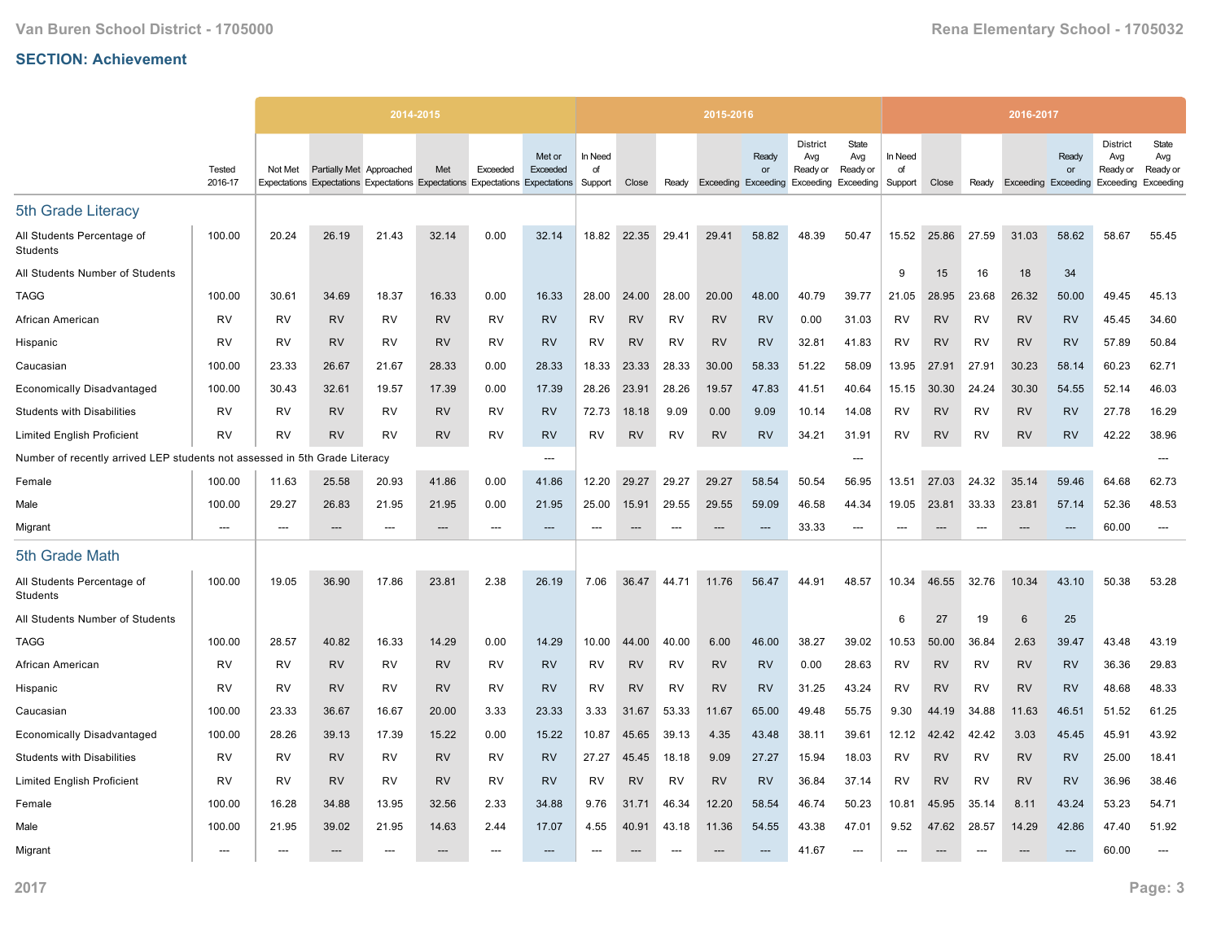## SECTION: Achievement

| | Tested 2016-17 | 2014-2015 | | | | | | 2015-2016 | | | | | | | 2016-2017 | | | | | | |
|---|---|---|---|---|---|---|---|---|---|---|---|---|---|---|---|---|---|---|---|---|---|
| | | Not Met Expectations | Partially Met Expectations | Approached Expectations | Met Expectations | Exceeded Expectations | Met or Exceeded Expectations | In Need of Support | Close | Ready | Exceeding | Ready or Exceeding | District Avg Ready or Exceeding | State Avg Ready or Exceeding | In Need of Support | Close | Ready | Exceeding | Ready or Exceeding | District Avg Ready or Exceeding | State Avg Ready or Exceeding |
| **5th Grade Literacy** | | | | | | | | | | | | | | | | | | | | | |
| All Students Percentage of Students | 100.00 | 20.24 | 26.19 | 21.43 | 32.14 | 0.00 | 32.14 | 18.82 | 22.35 | 29.41 | 29.41 | 58.82 | 48.39 | 50.47 | 15.52 | 25.86 | 27.59 | 31.03 | 58.62 | 58.67 | 55.45 |
| All Students Number of Students | | | | | | | | | | | | | | | 9 | 15 | 16 | 18 | 34 | | |
| TAGG | 100.00 | 30.61 | 34.69 | 18.37 | 16.33 | 0.00 | 16.33 | 28.00 | 24.00 | 28.00 | 20.00 | 48.00 | 40.79 | 39.77 | 21.05 | 28.95 | 23.68 | 26.32 | 50.00 | 49.45 | 45.13 |
| African American | RV | RV | RV | RV | RV | RV | RV | RV | RV | RV | RV | RV | 0.00 | 31.03 | RV | RV | RV | RV | RV | 45.45 | 34.60 |
| Hispanic | RV | RV | RV | RV | RV | RV | RV | RV | RV | RV | RV | RV | 32.81 | 41.83 | RV | RV | RV | RV | RV | 57.89 | 50.84 |
| Caucasian | 100.00 | 23.33 | 26.67 | 21.67 | 28.33 | 0.00 | 28.33 | 18.33 | 23.33 | 28.33 | 30.00 | 58.33 | 51.22 | 58.09 | 13.95 | 27.91 | 27.91 | 30.23 | 58.14 | 60.23 | 62.71 |
| Economically Disadvantaged | 100.00 | 30.43 | 32.61 | 19.57 | 17.39 | 0.00 | 17.39 | 28.26 | 23.91 | 28.26 | 19.57 | 47.83 | 41.51 | 40.64 | 15.15 | 30.30 | 24.24 | 30.30 | 54.55 | 52.14 | 46.03 |
| Students with Disabilities | RV | RV | RV | RV | RV | RV | RV | 72.73 | 18.18 | 9.09 | 0.00 | 9.09 | 10.14 | 14.08 | RV | RV | RV | RV | RV | 27.78 | 16.29 |
| Limited English Proficient | RV | RV | RV | RV | RV | RV | RV | RV | RV | RV | RV | RV | 34.21 | 31.91 | RV | RV | RV | RV | RV | 42.22 | 38.96 |
| Number of recently arrived LEP students not assessed in 5th Grade Literacy | | | | | | | --- | | | | | | | --- | | | | | | | --- |
| Female | 100.00 | 11.63 | 25.58 | 20.93 | 41.86 | 0.00 | 41.86 | 12.20 | 29.27 | 29.27 | 29.27 | 58.54 | 50.54 | 56.95 | 13.51 | 27.03 | 24.32 | 35.14 | 59.46 | 64.68 | 62.73 |
| Male | 100.00 | 29.27 | 26.83 | 21.95 | 21.95 | 0.00 | 21.95 | 25.00 | 15.91 | 29.55 | 29.55 | 59.09 | 46.58 | 44.34 | 19.05 | 23.81 | 33.33 | 23.81 | 57.14 | 52.36 | 48.53 |
| Migrant | --- | --- | --- | --- | --- | --- | --- | --- | --- | --- | --- | --- | 33.33 | --- | --- | --- | --- | --- | --- | 60.00 | --- |
| **5th Grade Math** | | | | | | | | | | | | | | | | | | | | | |
| All Students Percentage of Students | 100.00 | 19.05 | 36.90 | 17.86 | 23.81 | 2.38 | 26.19 | 7.06 | 36.47 | 44.71 | 11.76 | 56.47 | 44.91 | 48.57 | 10.34 | 46.55 | 32.76 | 10.34 | 43.10 | 50.38 | 53.28 |
| All Students Number of Students | | | | | | | | | | | | | | | 6 | 27 | 19 | 6 | 25 | | |
| TAGG | 100.00 | 28.57 | 40.82 | 16.33 | 14.29 | 0.00 | 14.29 | 10.00 | 44.00 | 40.00 | 6.00 | 46.00 | 38.27 | 39.02 | 10.53 | 50.00 | 36.84 | 2.63 | 39.47 | 43.48 | 43.19 |
| African American | RV | RV | RV | RV | RV | RV | RV | RV | RV | RV | RV | RV | 0.00 | 28.63 | RV | RV | RV | RV | RV | 36.36 | 29.83 |
| Hispanic | RV | RV | RV | RV | RV | RV | RV | RV | RV | RV | RV | RV | 31.25 | 43.24 | RV | RV | RV | RV | RV | 48.68 | 48.33 |
| Caucasian | 100.00 | 23.33 | 36.67 | 16.67 | 20.00 | 3.33 | 23.33 | 3.33 | 31.67 | 53.33 | 11.67 | 65.00 | 49.48 | 55.75 | 9.30 | 44.19 | 34.88 | 11.63 | 46.51 | 51.52 | 61.25 |
| Economically Disadvantaged | 100.00 | 28.26 | 39.13 | 17.39 | 15.22 | 0.00 | 15.22 | 10.87 | 45.65 | 39.13 | 4.35 | 43.48 | 38.11 | 39.61 | 12.12 | 42.42 | 42.42 | 3.03 | 45.45 | 45.91 | 43.92 |
| Students with Disabilities | RV | RV | RV | RV | RV | RV | RV | 27.27 | 45.45 | 18.18 | 9.09 | 27.27 | 15.94 | 18.03 | RV | RV | RV | RV | RV | 25.00 | 18.41 |
| Limited English Proficient | RV | RV | RV | RV | RV | RV | RV | RV | RV | RV | RV | RV | 36.84 | 37.14 | RV | RV | RV | RV | RV | 36.96 | 38.46 |
| Female | 100.00 | 16.28 | 34.88 | 13.95 | 32.56 | 2.33 | 34.88 | 9.76 | 31.71 | 46.34 | 12.20 | 58.54 | 46.74 | 50.23 | 10.81 | 45.95 | 35.14 | 8.11 | 43.24 | 53.23 | 54.71 |
| Male | 100.00 | 21.95 | 39.02 | 21.95 | 14.63 | 2.44 | 17.07 | 4.55 | 40.91 | 43.18 | 11.36 | 54.55 | 43.38 | 47.01 | 9.52 | 47.62 | 28.57 | 14.29 | 42.86 | 47.40 | 51.92 |
| Migrant | --- | --- | --- | --- | --- | --- | --- | --- | --- | --- | --- | --- | 41.67 | --- | --- | --- | --- | --- | --- | 60.00 | --- |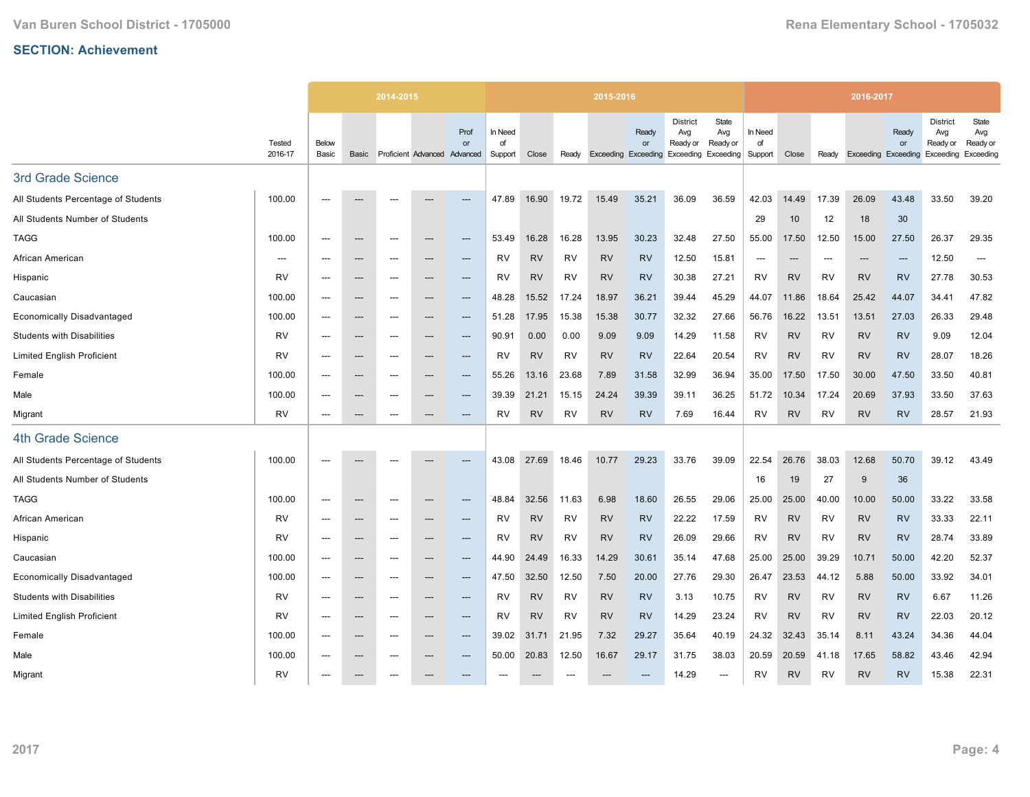## SECTION: Achievement

| | Tested 2016-17 | 2014-2015 Below Basic | Basic | Proficient | Advanced | Prof or Advanced | 2015-2016 In Need of Support | Close | Ready | Exceeding | Ready or Exceeding | District Avg Ready or Exceeding | State Avg Ready or Exceeding | 2016-2017 In Need of Support | Close | Ready | Exceeding | Ready or Exceeding | District Avg Ready or Exceeding | State Avg Ready or Exceeding |
|---|---|---|---|---|---|---|---|---|---|---|---|---|---|---|---|---|---|---|---|---|
| **3rd Grade Science** | | | | | | | | | | | | | | | | | | | | |
| All Students Percentage of Students | 100.00 | --- | --- | --- | --- | --- | 47.89 | 16.90 | 19.72 | 15.49 | 35.21 | 36.09 | 36.59 | 42.03 | 14.49 | 17.39 | 26.09 | 43.48 | 33.50 | 39.20 |
| All Students Number of Students | | | | | | | | | | | | | | 29 | 10 | 12 | 18 | 30 | | |
| TAGG | 100.00 | --- | --- | --- | --- | --- | 53.49 | 16.28 | 16.28 | 13.95 | 30.23 | 32.48 | 27.50 | 55.00 | 17.50 | 12.50 | 15.00 | 27.50 | 26.37 | 29.35 |
| African American | --- | --- | --- | --- | --- | --- | RV | RV | RV | RV | RV | 12.50 | 15.81 | --- | --- | --- | --- | --- | 12.50 | --- |
| Hispanic | RV | --- | --- | --- | --- | --- | RV | RV | RV | RV | RV | 30.38 | 27.21 | RV | RV | RV | RV | RV | 27.78 | 30.53 |
| Caucasian | 100.00 | --- | --- | --- | --- | --- | 48.28 | 15.52 | 17.24 | 18.97 | 36.21 | 39.44 | 45.29 | 44.07 | 11.86 | 18.64 | 25.42 | 44.07 | 34.41 | 47.82 |
| Economically Disadvantaged | 100.00 | --- | --- | --- | --- | --- | 51.28 | 17.95 | 15.38 | 15.38 | 30.77 | 32.32 | 27.66 | 56.76 | 16.22 | 13.51 | 13.51 | 27.03 | 26.33 | 29.48 |
| Students with Disabilities | RV | --- | --- | --- | --- | --- | 90.91 | 0.00 | 0.00 | 9.09 | 9.09 | 14.29 | 11.58 | RV | RV | RV | RV | RV | 9.09 | 12.04 |
| Limited English Proficient | RV | --- | --- | --- | --- | --- | RV | RV | RV | RV | RV | 22.64 | 20.54 | RV | RV | RV | RV | RV | 28.07 | 18.26 |
| Female | 100.00 | --- | --- | --- | --- | --- | 55.26 | 13.16 | 23.68 | 7.89 | 31.58 | 32.99 | 36.94 | 35.00 | 17.50 | 17.50 | 30.00 | 47.50 | 33.50 | 40.81 |
| Male | 100.00 | --- | --- | --- | --- | --- | 39.39 | 21.21 | 15.15 | 24.24 | 39.39 | 39.11 | 36.25 | 51.72 | 10.34 | 17.24 | 20.69 | 37.93 | 33.50 | 37.63 |
| Migrant | RV | --- | --- | --- | --- | --- | RV | RV | RV | RV | RV | 7.69 | 16.44 | RV | RV | RV | RV | RV | 28.57 | 21.93 |
| **4th Grade Science** | | | | | | | | | | | | | | | | | | | | |
| All Students Percentage of Students | 100.00 | --- | --- | --- | --- | --- | 43.08 | 27.69 | 18.46 | 10.77 | 29.23 | 33.76 | 39.09 | 22.54 | 26.76 | 38.03 | 12.68 | 50.70 | 39.12 | 43.49 |
| All Students Number of Students | | | | | | | | | | | | | | 16 | 19 | 27 | 9 | 36 | | |
| TAGG | 100.00 | --- | --- | --- | --- | --- | 48.84 | 32.56 | 11.63 | 6.98 | 18.60 | 26.55 | 29.06 | 25.00 | 25.00 | 40.00 | 10.00 | 50.00 | 33.22 | 33.58 |
| African American | RV | --- | --- | --- | --- | --- | RV | RV | RV | RV | RV | 22.22 | 17.59 | RV | RV | RV | RV | RV | 33.33 | 22.11 |
| Hispanic | RV | --- | --- | --- | --- | --- | RV | RV | RV | RV | RV | 26.09 | 29.66 | RV | RV | RV | RV | RV | 28.74 | 33.89 |
| Caucasian | 100.00 | --- | --- | --- | --- | --- | 44.90 | 24.49 | 16.33 | 14.29 | 30.61 | 35.14 | 47.68 | 25.00 | 25.00 | 39.29 | 10.71 | 50.00 | 42.20 | 52.37 |
| Economically Disadvantaged | 100.00 | --- | --- | --- | --- | --- | 47.50 | 32.50 | 12.50 | 7.50 | 20.00 | 27.76 | 29.30 | 26.47 | 23.53 | 44.12 | 5.88 | 50.00 | 33.92 | 34.01 |
| Students with Disabilities | RV | --- | --- | --- | --- | --- | RV | RV | RV | RV | RV | 3.13 | 10.75 | RV | RV | RV | RV | RV | 6.67 | 11.26 |
| Limited English Proficient | RV | --- | --- | --- | --- | --- | RV | RV | RV | RV | RV | 14.29 | 23.24 | RV | RV | RV | RV | RV | 22.03 | 20.12 |
| Female | 100.00 | --- | --- | --- | --- | --- | 39.02 | 31.71 | 21.95 | 7.32 | 29.27 | 35.64 | 40.19 | 24.32 | 32.43 | 35.14 | 8.11 | 43.24 | 34.36 | 44.04 |
| Male | 100.00 | --- | --- | --- | --- | --- | 50.00 | 20.83 | 12.50 | 16.67 | 29.17 | 31.75 | 38.03 | 20.59 | 20.59 | 41.18 | 17.65 | 58.82 | 43.46 | 42.94 |
| Migrant | RV | --- | --- | --- | --- | --- | --- | --- | --- | --- | --- | 14.29 | --- | RV | RV | RV | RV | RV | 15.38 | 22.31 |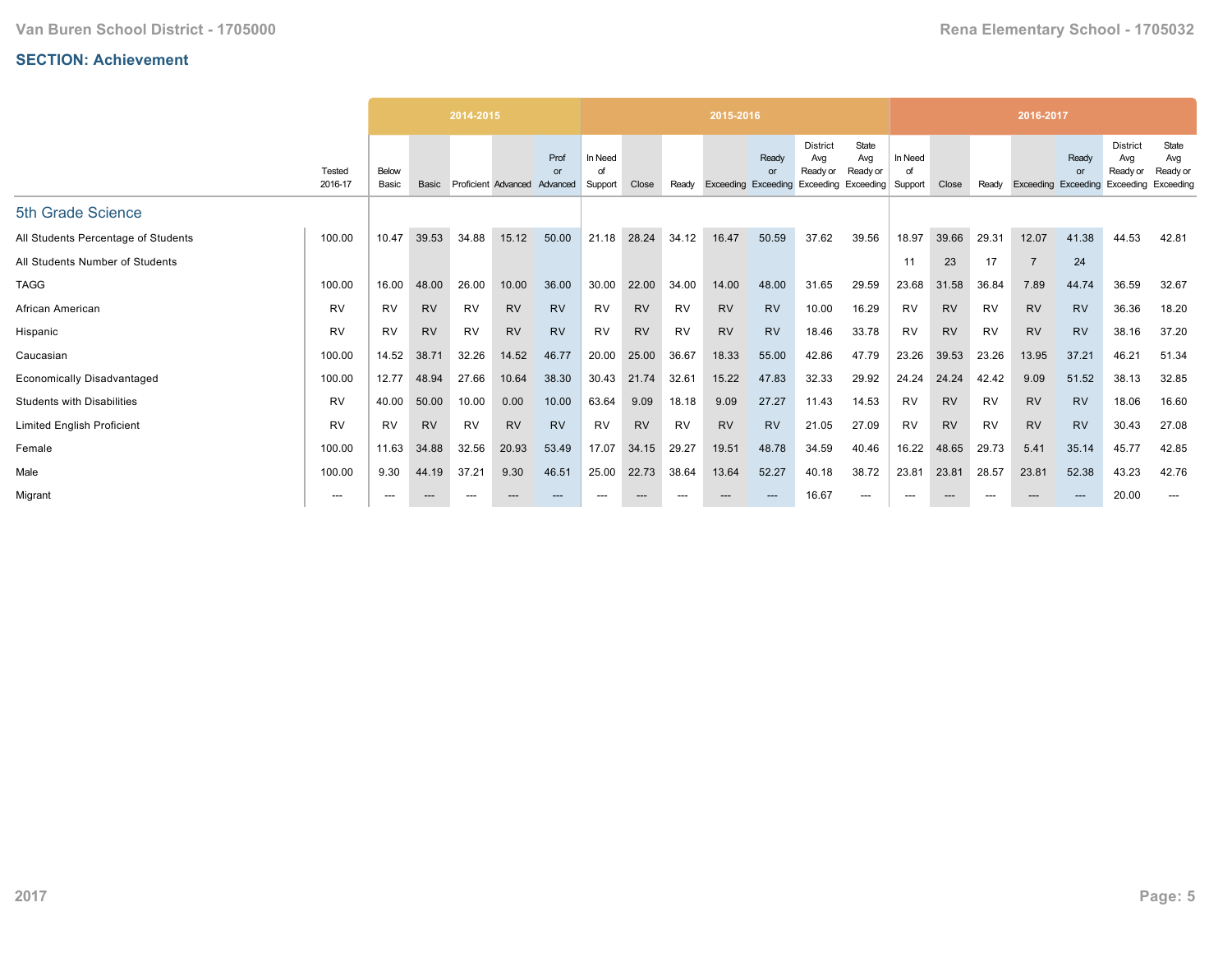## SECTION: Achievement

| | Tested 2016-17 | 2014-2015 | | | | | 2015-2016 | | | | | | | 2016-2017 | | | | | | |
|---|---|---|---|---|---|---|---|---|---|---|---|---|---|---|---|---|---|---|---|---|
| | | Below Basic | Basic | Proficient | Advanced | Prof or Advanced | In Need of Support | Close | Ready | Exceeding | Ready or Exceeding | District Avg Ready or Exceeding | State Avg Ready or Exceeding | In Need of Support | Close | Ready | Exceeding | Ready or Exceeding | District Avg Ready or Exceeding | State Avg Ready or Exceeding |
| **5th Grade Science** | | | | | | | | | | | | | | | | | | | | |
| All Students Percentage of Students | 100.00 | 10.47 | 39.53 | 34.88 | 15.12 | 50.00 | 21.18 | 28.24 | 34.12 | 16.47 | 50.59 | 37.62 | 39.56 | 18.97 | 39.66 | 29.31 | 12.07 | 41.38 | 44.53 | 42.81 |
| All Students Number of Students | | | | | | | | | | | | | | 11 | 23 | 17 | 7 | 24 | | |
| TAGG | 100.00 | 16.00 | 48.00 | 26.00 | 10.00 | 36.00 | 30.00 | 22.00 | 34.00 | 14.00 | 48.00 | 31.65 | 29.59 | 23.68 | 31.58 | 36.84 | 7.89 | 44.74 | 36.59 | 32.67 |
| African American | RV | RV | RV | RV | RV | RV | RV | RV | RV | RV | RV | 10.00 | 16.29 | RV | RV | RV | RV | RV | 36.36 | 18.20 |
| Hispanic | RV | RV | RV | RV | RV | RV | RV | RV | RV | RV | RV | 18.46 | 33.78 | RV | RV | RV | RV | RV | 38.16 | 37.20 |
| Caucasian | 100.00 | 14.52 | 38.71 | 32.26 | 14.52 | 46.77 | 20.00 | 25.00 | 36.67 | 18.33 | 55.00 | 42.86 | 47.79 | 23.26 | 39.53 | 23.26 | 13.95 | 37.21 | 46.21 | 51.34 |
| Economically Disadvantaged | 100.00 | 12.77 | 48.94 | 27.66 | 10.64 | 38.30 | 30.43 | 21.74 | 32.61 | 15.22 | 47.83 | 32.33 | 29.92 | 24.24 | 24.24 | 42.42 | 9.09 | 51.52 | 38.13 | 32.85 |
| Students with Disabilities | RV | 40.00 | 50.00 | 10.00 | 0.00 | 10.00 | 63.64 | 9.09 | 18.18 | 9.09 | 27.27 | 11.43 | 14.53 | RV | RV | RV | RV | RV | 18.06 | 16.60 |
| Limited English Proficient | RV | RV | RV | RV | RV | RV | RV | RV | RV | RV | RV | 21.05 | 27.09 | RV | RV | RV | RV | RV | 30.43 | 27.08 |
| Female | 100.00 | 11.63 | 34.88 | 32.56 | 20.93 | 53.49 | 17.07 | 34.15 | 29.27 | 19.51 | 48.78 | 34.59 | 40.46 | 16.22 | 48.65 | 29.73 | 5.41 | 35.14 | 45.77 | 42.85 |
| Male | 100.00 | 9.30 | 44.19 | 37.21 | 9.30 | 46.51 | 25.00 | 22.73 | 38.64 | 13.64 | 52.27 | 40.18 | 38.72 | 23.81 | 23.81 | 28.57 | 23.81 | 52.38 | 43.23 | 42.76 |
| Migrant | --- | --- | --- | --- | --- | --- | --- | --- | --- | --- | --- | 16.67 | --- | --- | --- | --- | --- | --- | 20.00 | --- |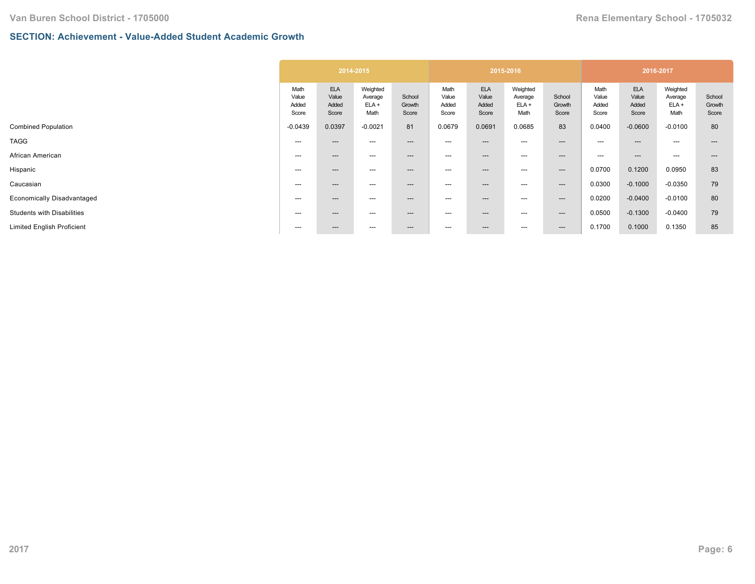## SECTION: Achievement - Value-Added Student Academic Growth

| | 2014-2015 | | | | 2015-2016 | | | | 2016-2017 | | | |
|---|---|---|---|---|---|---|---|---|---|---|---|---|
| | Math Value Added Score | ELA Value Added Score | Weighted Average ELA + Math | School Growth Score | Math Value Added Score | ELA Value Added Score | Weighted Average ELA + Math | School Growth Score | Math Value Added Score | ELA Value Added Score | Weighted Average ELA + Math | School Growth Score |
| Combined Population | -0.0439 | 0.0397 | -0.0021 | 81 | 0.0679 | 0.0691 | 0.0685 | 83 | 0.0400 | -0.0600 | -0.0100 | 80 |
| TAGG | --- | --- | --- | --- | --- | --- | --- | --- | --- | --- | --- | --- |
| African American | --- | --- | --- | --- | --- | --- | --- | --- | --- | --- | --- | --- |
| Hispanic | --- | --- | --- | --- | --- | --- | --- | --- | 0.0700 | 0.1200 | 0.0950 | 83 |
| Caucasian | --- | --- | --- | --- | --- | --- | --- | --- | 0.0300 | -0.1000 | -0.0350 | 79 |
| Economically Disadvantaged | --- | --- | --- | --- | --- | --- | --- | --- | 0.0200 | -0.0400 | -0.0100 | 80 |
| Students with Disabilities | --- | --- | --- | --- | --- | --- | --- | --- | 0.0500 | -0.1300 | -0.0400 | 79 |
| Limited English Proficient | --- | --- | --- | --- | --- | --- | --- | --- | 0.1700 | 0.1000 | 0.1350 | 85 |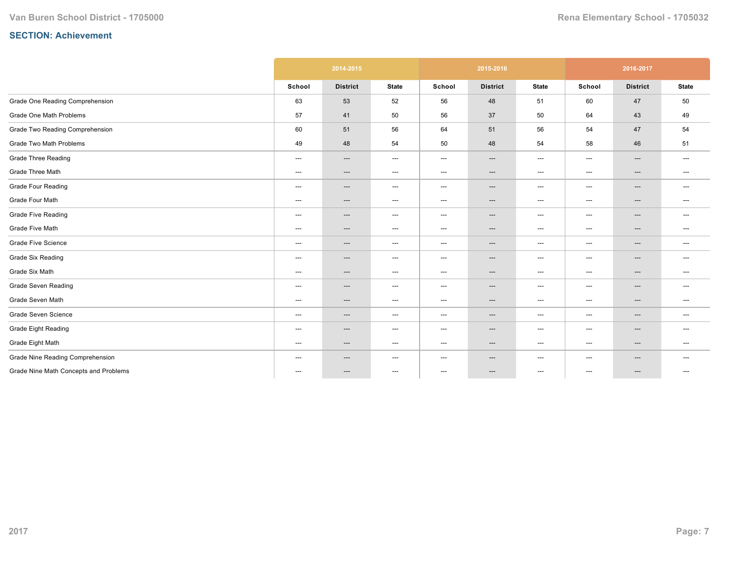## SECTION: Achievement

| | 2014-2015 | | | 2015-2016 | | | 2016-2017 | | |
|---|---|---|---|---|---|---|---|---|---|
| | School | District | State | School | District | State | School | District | State |
| Grade One Reading Comprehension | 63 | 53 | 52 | 56 | 48 | 51 | 60 | 47 | 50 |
| Grade One Math Problems | 57 | 41 | 50 | 56 | 37 | 50 | 64 | 43 | 49 |
| Grade Two Reading Comprehension | 60 | 51 | 56 | 64 | 51 | 56 | 54 | 47 | 54 |
| Grade Two Math Problems | 49 | 48 | 54 | 50 | 48 | 54 | 58 | 46 | 51 |
| Grade Three Reading | --- | --- | --- | --- | --- | --- | --- | --- | --- |
| Grade Three Math | --- | --- | --- | --- | --- | --- | --- | --- | --- |
| Grade Four Reading | --- | --- | --- | --- | --- | --- | --- | --- | --- |
| Grade Four Math | --- | --- | --- | --- | --- | --- | --- | --- | --- |
| Grade Five Reading | --- | --- | --- | --- | --- | --- | --- | --- | --- |
| Grade Five Math | --- | --- | --- | --- | --- | --- | --- | --- | --- |
| Grade Five Science | --- | --- | --- | --- | --- | --- | --- | --- | --- |
| Grade Six Reading | --- | --- | --- | --- | --- | --- | --- | --- | --- |
| Grade Six Math | --- | --- | --- | --- | --- | --- | --- | --- | --- |
| Grade Seven Reading | --- | --- | --- | --- | --- | --- | --- | --- | --- |
| Grade Seven Math | --- | --- | --- | --- | --- | --- | --- | --- | --- |
| Grade Seven Science | --- | --- | --- | --- | --- | --- | --- | --- | --- |
| Grade Eight Reading | --- | --- | --- | --- | --- | --- | --- | --- | --- |
| Grade Eight Math | --- | --- | --- | --- | --- | --- | --- | --- | --- |
| Grade Nine Reading Comprehension | --- | --- | --- | --- | --- | --- | --- | --- | --- |
| Grade Nine Math Concepts and Problems | --- | --- | --- | --- | --- | --- | --- | --- | --- |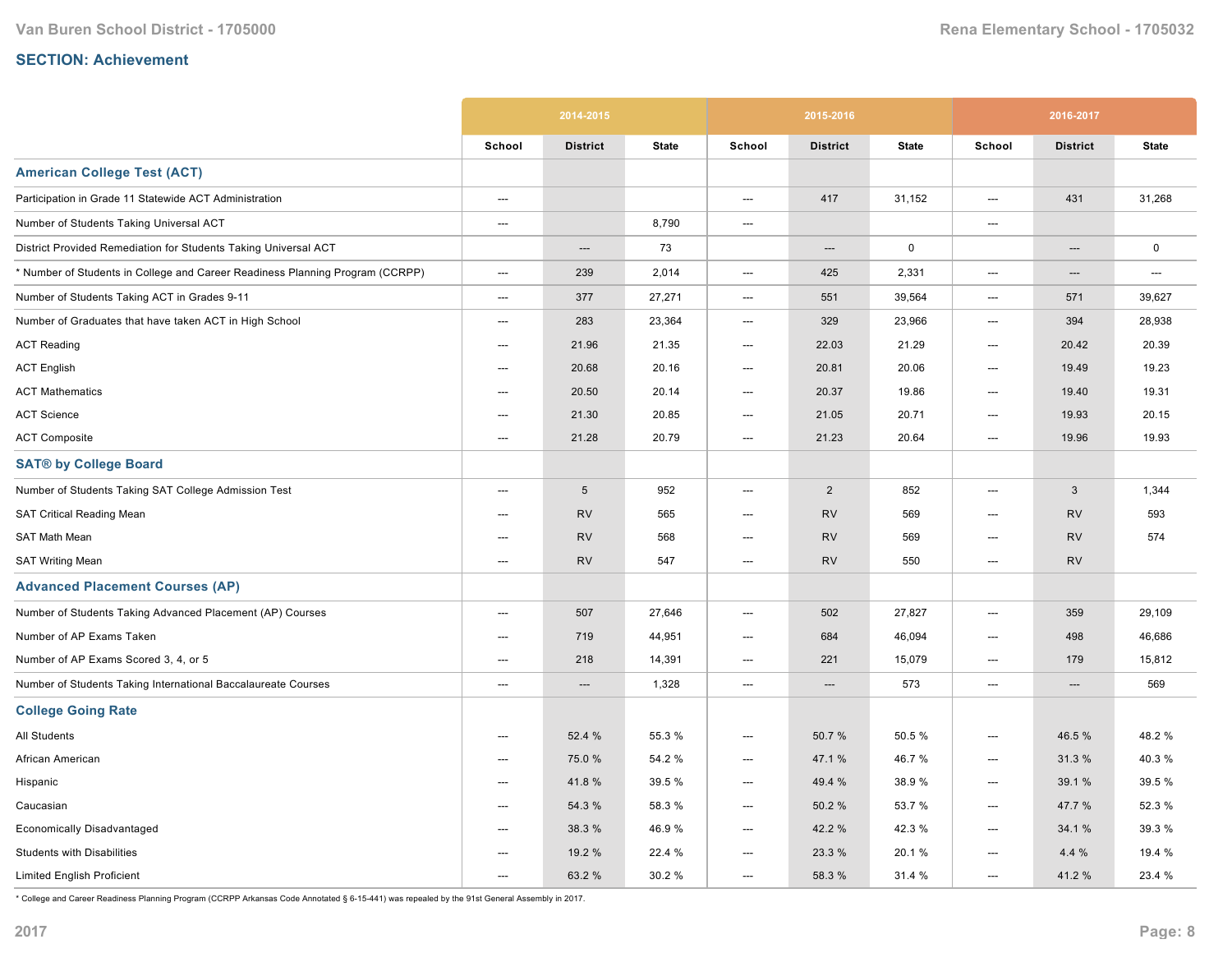## SECTION: Achievement

| | 2014-2015 | | | 2015-2016 | | | 2016-2017 | | |
|---|---|---|---|---|---|---|---|---|---|
| | School | District | State | School | District | State | School | District | State |
| **American College Test (ACT)** | | | | | | | | | |
| Participation in Grade 11 Statewide ACT Administration | --- | | | --- | 417 | 31,152 | --- | 431 | 31,268 |
| Number of Students Taking Universal ACT | --- | | 8,790 | --- | | | --- | | |
| District Provided Remediation for Students Taking Universal ACT | | --- | 73 | | --- | 0 | | --- | 0 |
| * Number of Students in College and Career Readiness Planning Program (CCRPP) | --- | 239 | 2,014 | --- | 425 | 2,331 | --- | --- | --- |
| Number of Students Taking ACT in Grades 9-11 | --- | 377 | 27,271 | --- | 551 | 39,564 | --- | 571 | 39,627 |
| Number of Graduates that have taken ACT in High School | --- | 283 | 23,364 | --- | 329 | 23,966 | --- | 394 | 28,938 |
| ACT Reading | --- | 21.96 | 21.35 | --- | 22.03 | 21.29 | --- | 20.42 | 20.39 |
| ACT English | --- | 20.68 | 20.16 | --- | 20.81 | 20.06 | --- | 19.49 | 19.23 |
| ACT Mathematics | --- | 20.50 | 20.14 | --- | 20.37 | 19.86 | --- | 19.40 | 19.31 |
| ACT Science | --- | 21.30 | 20.85 | --- | 21.05 | 20.71 | --- | 19.93 | 20.15 |
| ACT Composite | --- | 21.28 | 20.79 | --- | 21.23 | 20.64 | --- | 19.96 | 19.93 |
| **SAT® by College Board** | | | | | | | | | |
| Number of Students Taking SAT College Admission Test | --- | 5 | 952 | --- | 2 | 852 | --- | 3 | 1,344 |
| SAT Critical Reading Mean | --- | RV | 565 | --- | RV | 569 | --- | RV | 593 |
| SAT Math Mean | --- | RV | 568 | --- | RV | 569 | --- | RV | 574 |
| SAT Writing Mean | --- | RV | 547 | --- | RV | 550 | --- | RV | |
| **Advanced Placement Courses (AP)** | | | | | | | | | |
| Number of Students Taking Advanced Placement (AP) Courses | --- | 507 | 27,646 | --- | 502 | 27,827 | --- | 359 | 29,109 |
| Number of AP Exams Taken | --- | 719 | 44,951 | --- | 684 | 46,094 | --- | 498 | 46,686 |
| Number of AP Exams Scored 3, 4, or 5 | --- | 218 | 14,391 | --- | 221 | 15,079 | --- | 179 | 15,812 |
| Number of Students Taking International Baccalaureate Courses | --- | --- | 1,328 | --- | --- | 573 | --- | --- | 569 |
| **College Going Rate** | | | | | | | | | |
| All Students | --- | 52.4 % | 55.3 % | --- | 50.7 % | 50.5 % | --- | 46.5 % | 48.2 % |
| African American | --- | 75.0 % | 54.2 % | --- | 47.1 % | 46.7 % | --- | 31.3 % | 40.3 % |
| Hispanic | --- | 41.8 % | 39.5 % | --- | 49.4 % | 38.9 % | --- | 39.1 % | 39.5 % |
| Caucasian | --- | 54.3 % | 58.3 % | --- | 50.2 % | 53.7 % | --- | 47.7 % | 52.3 % |
| Economically Disadvantaged | --- | 38.3 % | 46.9 % | --- | 42.2 % | 42.3 % | --- | 34.1 % | 39.3 % |
| Students with Disabilities | --- | 19.2 % | 22.4 % | --- | 23.3 % | 20.1 % | --- | 4.4 % | 19.4 % |
| Limited English Proficient | --- | 63.2 % | 30.2 % | --- | 58.3 % | 31.4 % | --- | 41.2 % | 23.4 % |

* College and Career Readiness Planning Program (CCRPP Arkansas Code Annotated § 6-15-441) was repealed by the 91st General Assembly in 2017.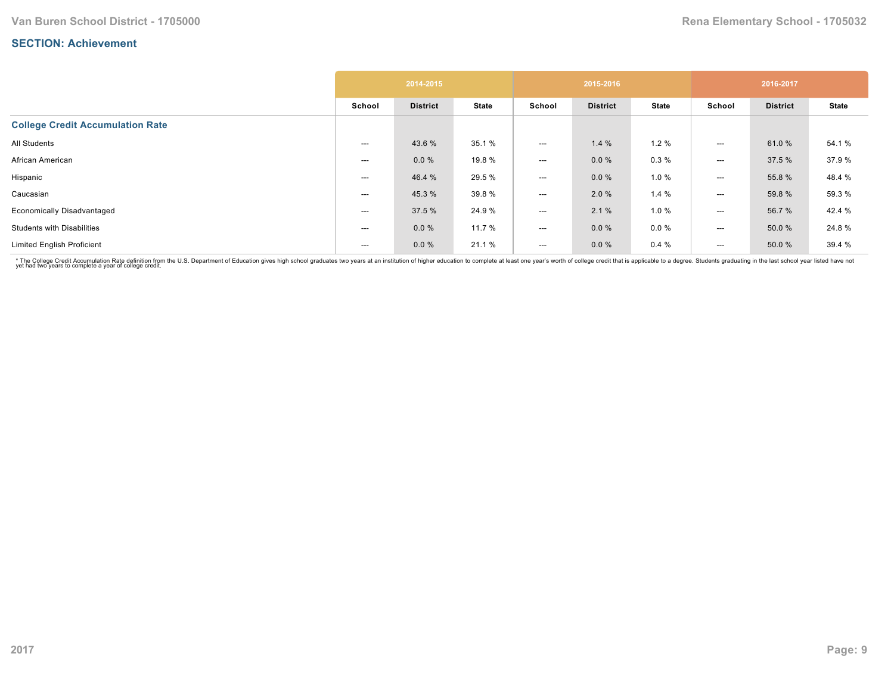## SECTION: Achievement

| | 2014-2015 | | | 2015-2016 | | | 2016-2017 | | |
|---|---|---|---|---|---|---|---|---|---|
| | School | District | State | School | District | State | School | District | State |
| **College Credit Accumulation Rate** | | | | | | | | | |
| All Students | --- | 43.6 % | 35.1 % | --- | 1.4 % | 1.2 % | --- | 61.0 % | 54.1 % |
| African American | --- | 0.0 % | 19.8 % | --- | 0.0 % | 0.3 % | --- | 37.5 % | 37.9 % |
| Hispanic | --- | 46.4 % | 29.5 % | --- | 0.0 % | 1.0 % | --- | 55.8 % | 48.4 % |
| Caucasian | --- | 45.3 % | 39.8 % | --- | 2.0 % | 1.4 % | --- | 59.8 % | 59.3 % |
| Economically Disadvantaged | --- | 37.5 % | 24.9 % | --- | 2.1 % | 1.0 % | --- | 56.7 % | 42.4 % |
| Students with Disabilities | --- | 0.0 % | 11.7 % | --- | 0.0 % | 0.0 % | --- | 50.0 % | 24.8 % |
| Limited English Proficient | --- | 0.0 % | 21.1 % | --- | 0.0 % | 0.4 % | --- | 50.0 % | 39.4 % |

* The College Credit Accumulation Rate definition from the U.S. Department of Education gives high school graduates two years at an institution of higher education to complete at least one year's worth of college credit that is applicable to a degree. Students graduating in the last school year listed have not yet had two years to complete a year of college credit.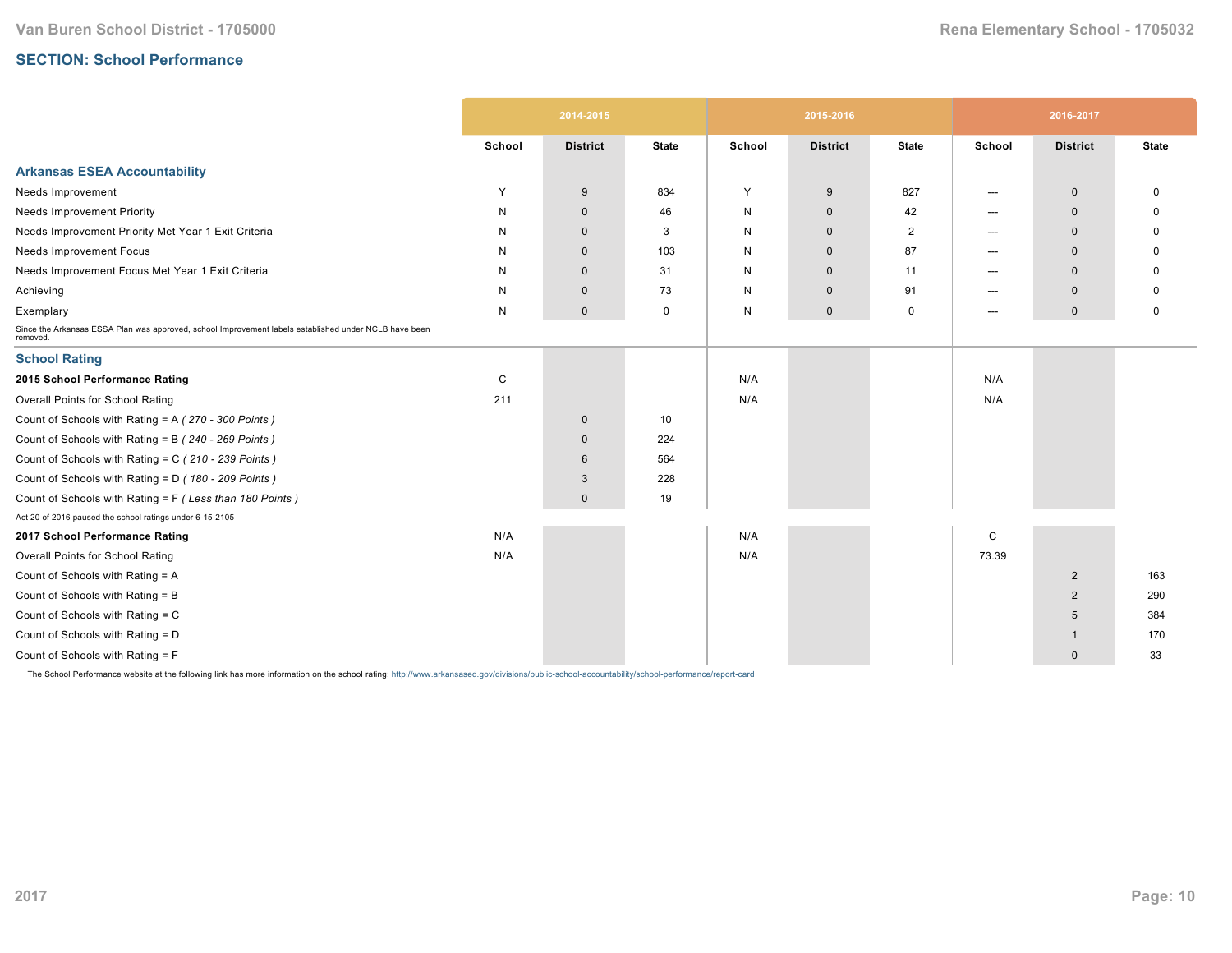## SECTION: School Performance

| | 2014-2015 | | | 2015-2016 | | | 2016-2017 | | |
|---|---|---|---|---|---|---|---|---|---|
| | School | District | State | School | District | State | School | District | State |
| **Arkansas ESEA Accountability** | | | | | | | | | |
| Needs Improvement | Y | 9 | 834 | Y | 9 | 827 | --- | 0 | 0 |
| Needs Improvement Priority | N | 0 | 46 | N | 0 | 42 | --- | 0 | 0 |
| Needs Improvement Priority Met Year 1 Exit Criteria | N | 0 | 3 | N | 0 | 2 | --- | 0 | 0 |
| Needs Improvement Focus | N | 0 | 103 | N | 0 | 87 | --- | 0 | 0 |
| Needs Improvement Focus Met Year 1 Exit Criteria | N | 0 | 31 | N | 0 | 11 | --- | 0 | 0 |
| Achieving | N | 0 | 73 | N | 0 | 91 | --- | 0 | 0 |
| Exemplary | N | 0 | 0 | N | 0 | 0 | --- | 0 | 0 |
| Since the Arkansas ESSA Plan was approved, school Improvement labels established under NCLB have been removed. | | | | | | | | | |
| **School Rating** | | | | | | | | | |
| **2015 School Performance Rating** | C | | | N/A | | | N/A | | |
| Overall Points for School Rating | 211 | | | N/A | | | N/A | | |
| Count of Schools with Rating = A *( 270 - 300 Points )* | | 0 | 10 | | | | | | |
| Count of Schools with Rating = B *( 240 - 269 Points )* | | 0 | 224 | | | | | | |
| Count of Schools with Rating = C *( 210 - 239 Points )* | | 6 | 564 | | | | | | |
| Count of Schools with Rating = D *( 180 - 209 Points )* | | 3 | 228 | | | | | | |
| Count of Schools with Rating = F *( Less than 180 Points )* | | 0 | 19 | | | | | | |
| Act 20 of 2016 paused the school ratings under 6-15-2105 | | | | | | | | | |
| **2017 School Performance Rating** | N/A | | | N/A | | | C | | |
| Overall Points for School Rating | N/A | | | N/A | | | 73.39 | | |
| Count of Schools with Rating = A | | | | | | | | 2 | 163 |
| Count of Schools with Rating = B | | | | | | | | 2 | 290 |
| Count of Schools with Rating = C | | | | | | | | 5 | 384 |
| Count of Schools with Rating = D | | | | | | | | 1 | 170 |
| Count of Schools with Rating = F | | | | | | | | 0 | 33 |

The School Performance website at the following link has more information on the school rating: http://www.arkansased.gov/divisions/public-school-accountability/school-performance/report-card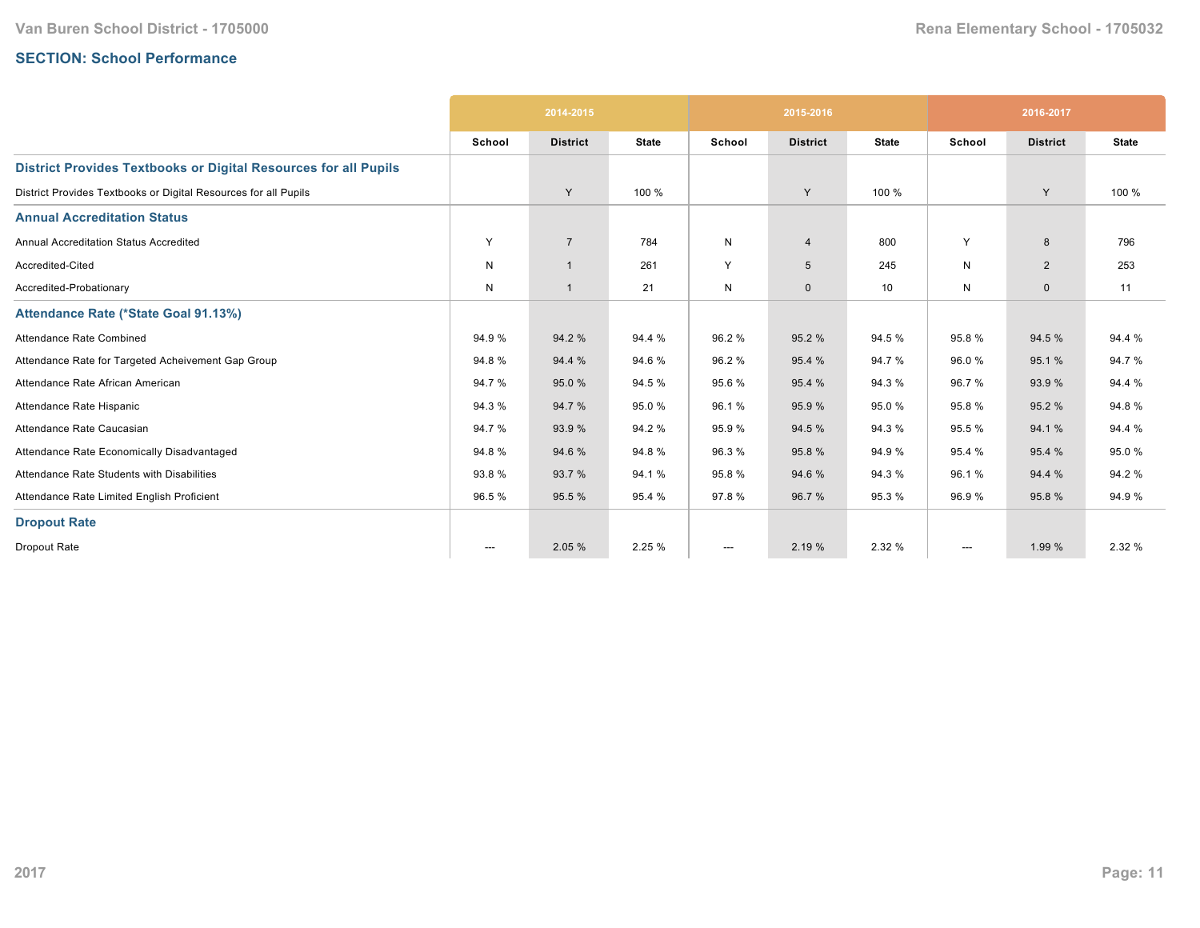## SECTION: School Performance

| | 2014-2015 | | | 2015-2016 | | | 2016-2017 | | |
|---|---|---|---|---|---|---|---|---|---|
| | School | District | State | School | District | State | School | District | State |
| **District Provides Textbooks or Digital Resources for all Pupils** | | | | | | | | | |
| District Provides Textbooks or Digital Resources for all Pupils | | Y | 100 % | | Y | 100 % | | Y | 100 % |
| **Annual Accreditation Status** | | | | | | | | | |
| Annual Accreditation Status Accredited | Y | 7 | 784 | N | 4 | 800 | Y | 8 | 796 |
| Accredited-Cited | N | 1 | 261 | Y | 5 | 245 | N | 2 | 253 |
| Accredited-Probationary | N | 1 | 21 | N | 0 | 10 | N | 0 | 11 |
| **Attendance Rate (*State Goal 91.13%)** | | | | | | | | | |
| Attendance Rate Combined | 94.9 % | 94.2 % | 94.4 % | 96.2 % | 95.2 % | 94.5 % | 95.8 % | 94.5 % | 94.4 % |
| Attendance Rate for Targeted Acheivement Gap Group | 94.8 % | 94.4 % | 94.6 % | 96.2 % | 95.4 % | 94.7 % | 96.0 % | 95.1 % | 94.7 % |
| Attendance Rate African American | 94.7 % | 95.0 % | 94.5 % | 95.6 % | 95.4 % | 94.3 % | 96.7 % | 93.9 % | 94.4 % |
| Attendance Rate Hispanic | 94.3 % | 94.7 % | 95.0 % | 96.1 % | 95.9 % | 95.0 % | 95.8 % | 95.2 % | 94.8 % |
| Attendance Rate Caucasian | 94.7 % | 93.9 % | 94.2 % | 95.9 % | 94.5 % | 94.3 % | 95.5 % | 94.1 % | 94.4 % |
| Attendance Rate Economically Disadvantaged | 94.8 % | 94.6 % | 94.8 % | 96.3 % | 95.8 % | 94.9 % | 95.4 % | 95.4 % | 95.0 % |
| Attendance Rate Students with Disabilities | 93.8 % | 93.7 % | 94.1 % | 95.8 % | 94.6 % | 94.3 % | 96.1 % | 94.4 % | 94.2 % |
| Attendance Rate Limited English Proficient | 96.5 % | 95.5 % | 95.4 % | 97.8 % | 96.7 % | 95.3 % | 96.9 % | 95.8 % | 94.9 % |
| **Dropout Rate** | | | | | | | | | |
| Dropout Rate | --- | 2.05 % | 2.25 % | --- | 2.19 % | 2.32 % | --- | 1.99 % | 2.32 % |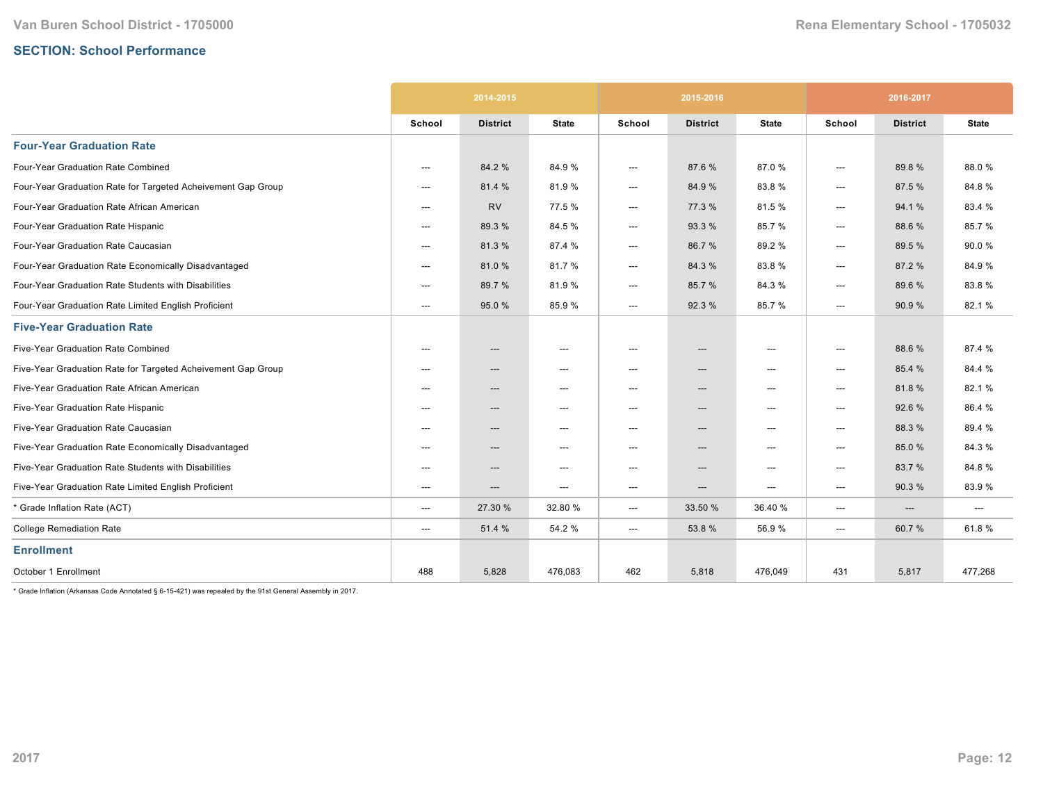## SECTION: School Performance

| | 2014-2015 | | | 2015-2016 | | | 2016-2017 | | |
|---|---|---|---|---|---|---|---|---|---|
| | School | District | State | School | District | State | School | District | State |
| **Four-Year Graduation Rate** | | | | | | | | | |
| Four-Year Graduation Rate Combined | --- | 84.2 % | 84.9 % | --- | 87.6 % | 87.0 % | --- | 89.8 % | 88.0 % |
| Four-Year Graduation Rate for Targeted Acheivement Gap Group | --- | 81.4 % | 81.9 % | --- | 84.9 % | 83.8 % | --- | 87.5 % | 84.8 % |
| Four-Year Graduation Rate African American | --- | RV | 77.5 % | --- | 77.3 % | 81.5 % | --- | 94.1 % | 83.4 % |
| Four-Year Graduation Rate Hispanic | --- | 89.3 % | 84.5 % | --- | 93.3 % | 85.7 % | --- | 88.6 % | 85.7 % |
| Four-Year Graduation Rate Caucasian | --- | 81.3 % | 87.4 % | --- | 86.7 % | 89.2 % | --- | 89.5 % | 90.0 % |
| Four-Year Graduation Rate Economically Disadvantaged | --- | 81.0 % | 81.7 % | --- | 84.3 % | 83.8 % | --- | 87.2 % | 84.9 % |
| Four-Year Graduation Rate Students with Disabilities | --- | 89.7 % | 81.9 % | --- | 85.7 % | 84.3 % | --- | 89.6 % | 83.8 % |
| Four-Year Graduation Rate Limited English Proficient | --- | 95.0 % | 85.9 % | --- | 92.3 % | 85.7 % | --- | 90.9 % | 82.1 % |
| **Five-Year Graduation Rate** | | | | | | | | | |
| Five-Year Graduation Rate Combined | --- | --- | --- | --- | --- | --- | --- | 88.6 % | 87.4 % |
| Five-Year Graduation Rate for Targeted Acheivement Gap Group | --- | --- | --- | --- | --- | --- | --- | 85.4 % | 84.4 % |
| Five-Year Graduation Rate African American | --- | --- | --- | --- | --- | --- | --- | 81.8 % | 82.1 % |
| Five-Year Graduation Rate Hispanic | --- | --- | --- | --- | --- | --- | --- | 92.6 % | 86.4 % |
| Five-Year Graduation Rate Caucasian | --- | --- | --- | --- | --- | --- | --- | 88.3 % | 89.4 % |
| Five-Year Graduation Rate Economically Disadvantaged | --- | --- | --- | --- | --- | --- | --- | 85.0 % | 84.3 % |
| Five-Year Graduation Rate Students with Disabilities | --- | --- | --- | --- | --- | --- | --- | 83.7 % | 84.8 % |
| Five-Year Graduation Rate Limited English Proficient | --- | --- | --- | --- | --- | --- | --- | 90.3 % | 83.9 % |
| * Grade Inflation Rate (ACT) | --- | 27.30 % | 32.80 % | --- | 33.50 % | 36.40 % | --- | --- | --- |
| College Remediation Rate | --- | 51.4 % | 54.2 % | --- | 53.8 % | 56.9 % | --- | 60.7 % | 61.8 % |
| **Enrollment** | | | | | | | | | |
| October 1 Enrollment | 488 | 5,828 | 476,083 | 462 | 5,818 | 476,049 | 431 | 5,817 | 477,268 |

* Grade Inflation (Arkansas Code Annotated § 6-15-421) was repealed by the 91st General Assembly in 2017.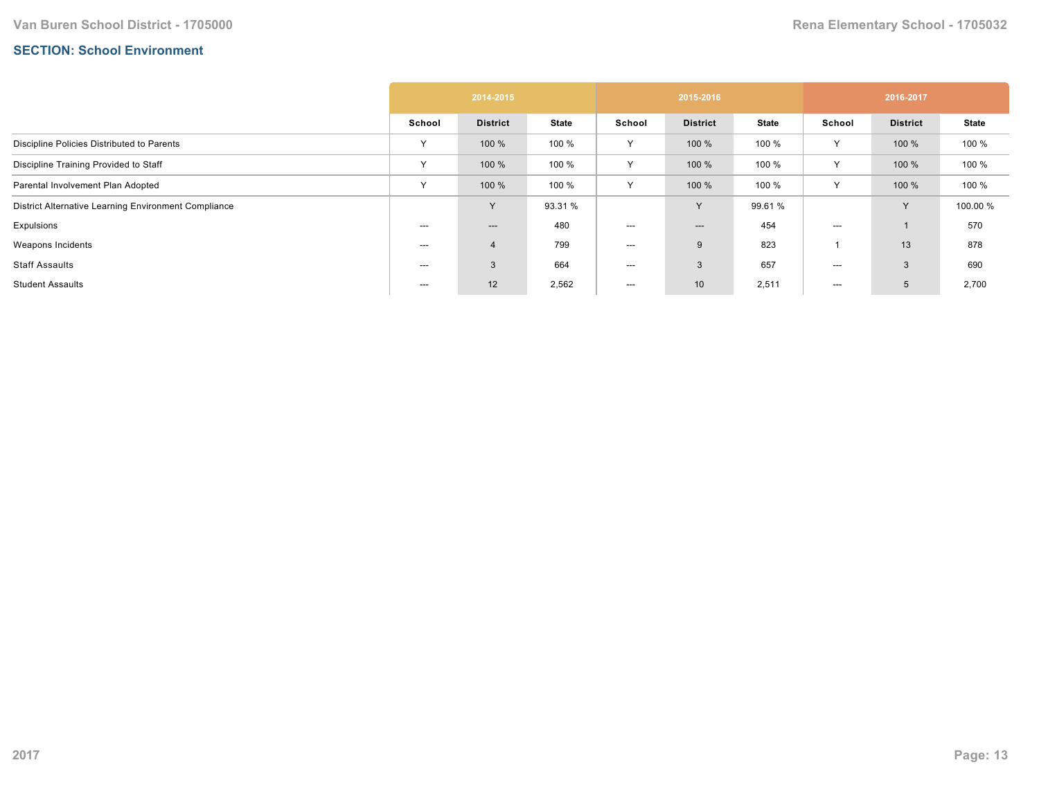## SECTION: School Environment

| | 2014-2015 | | | 2015-2016 | | | 2016-2017 | | |
|---|---|---|---|---|---|---|---|---|---|
| | School | District | State | School | District | State | School | District | State |
| Discipline Policies Distributed to Parents | Y | 100 % | 100 % | Y | 100 % | 100 % | Y | 100 % | 100 % |
| Discipline Training Provided to Staff | Y | 100 % | 100 % | Y | 100 % | 100 % | Y | 100 % | 100 % |
| Parental Involvement Plan Adopted | Y | 100 % | 100 % | Y | 100 % | 100 % | Y | 100 % | 100 % |
| District Alternative Learning Environment Compliance | | Y | 93.31 % | | Y | 99.61 % | | Y | 100.00 % |
| Expulsions | --- | --- | 480 | --- | --- | 454 | --- | 1 | 570 |
| Weapons Incidents | --- | 4 | 799 | --- | 9 | 823 | 1 | 13 | 878 |
| Staff Assaults | --- | 3 | 664 | --- | 3 | 657 | --- | 3 | 690 |
| Student Assaults | --- | 12 | 2,562 | --- | 10 | 2,511 | --- | 5 | 2,700 |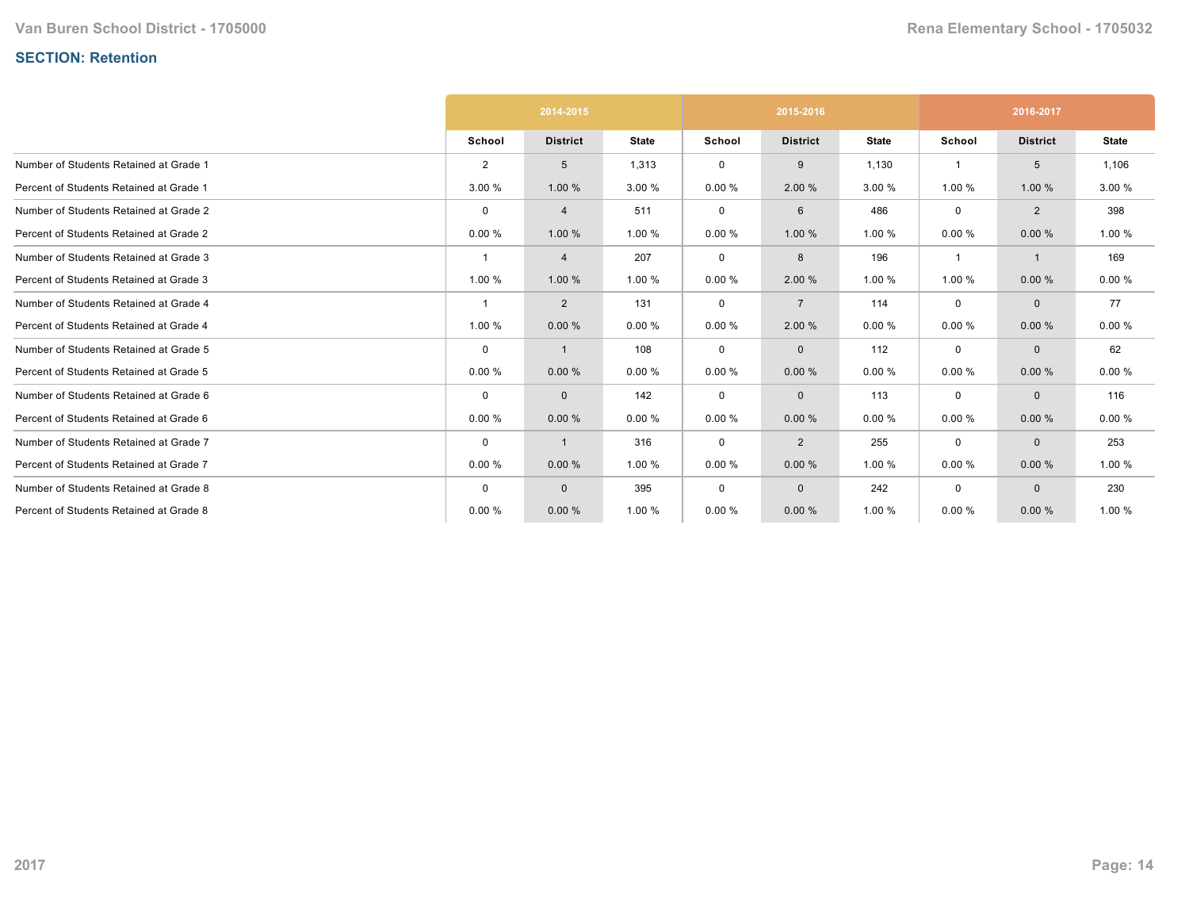## SECTION: Retention

| | 2014-2015 | | | 2015-2016 | | | 2016-2017 | | |
|---|---|---|---|---|---|---|---|---|---|
| | School | District | State | School | District | State | School | District | State |
| Number of Students Retained at Grade 1 | 2 | 5 | 1,313 | 0 | 9 | 1,130 | 1 | 5 | 1,106 |
| Percent of Students Retained at Grade 1 | 3.00 % | 1.00 % | 3.00 % | 0.00 % | 2.00 % | 3.00 % | 1.00 % | 1.00 % | 3.00 % |
| Number of Students Retained at Grade 2 | 0 | 4 | 511 | 0 | 6 | 486 | 0 | 2 | 398 |
| Percent of Students Retained at Grade 2 | 0.00 % | 1.00 % | 1.00 % | 0.00 % | 1.00 % | 1.00 % | 0.00 % | 0.00 % | 1.00 % |
| Number of Students Retained at Grade 3 | 1 | 4 | 207 | 0 | 8 | 196 | 1 | 1 | 169 |
| Percent of Students Retained at Grade 3 | 1.00 % | 1.00 % | 1.00 % | 0.00 % | 2.00 % | 1.00 % | 1.00 % | 0.00 % | 0.00 % |
| Number of Students Retained at Grade 4 | 1 | 2 | 131 | 0 | 7 | 114 | 0 | 0 | 77 |
| Percent of Students Retained at Grade 4 | 1.00 % | 0.00 % | 0.00 % | 0.00 % | 2.00 % | 0.00 % | 0.00 % | 0.00 % | 0.00 % |
| Number of Students Retained at Grade 5 | 0 | 1 | 108 | 0 | 0 | 112 | 0 | 0 | 62 |
| Percent of Students Retained at Grade 5 | 0.00 % | 0.00 % | 0.00 % | 0.00 % | 0.00 % | 0.00 % | 0.00 % | 0.00 % | 0.00 % |
| Number of Students Retained at Grade 6 | 0 | 0 | 142 | 0 | 0 | 113 | 0 | 0 | 116 |
| Percent of Students Retained at Grade 6 | 0.00 % | 0.00 % | 0.00 % | 0.00 % | 0.00 % | 0.00 % | 0.00 % | 0.00 % | 0.00 % |
| Number of Students Retained at Grade 7 | 0 | 1 | 316 | 0 | 2 | 255 | 0 | 0 | 253 |
| Percent of Students Retained at Grade 7 | 0.00 % | 0.00 % | 1.00 % | 0.00 % | 0.00 % | 1.00 % | 0.00 % | 0.00 % | 1.00 % |
| Number of Students Retained at Grade 8 | 0 | 0 | 395 | 0 | 0 | 242 | 0 | 0 | 230 |
| Percent of Students Retained at Grade 8 | 0.00 % | 0.00 % | 1.00 % | 0.00 % | 0.00 % | 1.00 % | 0.00 % | 0.00 % | 1.00 % |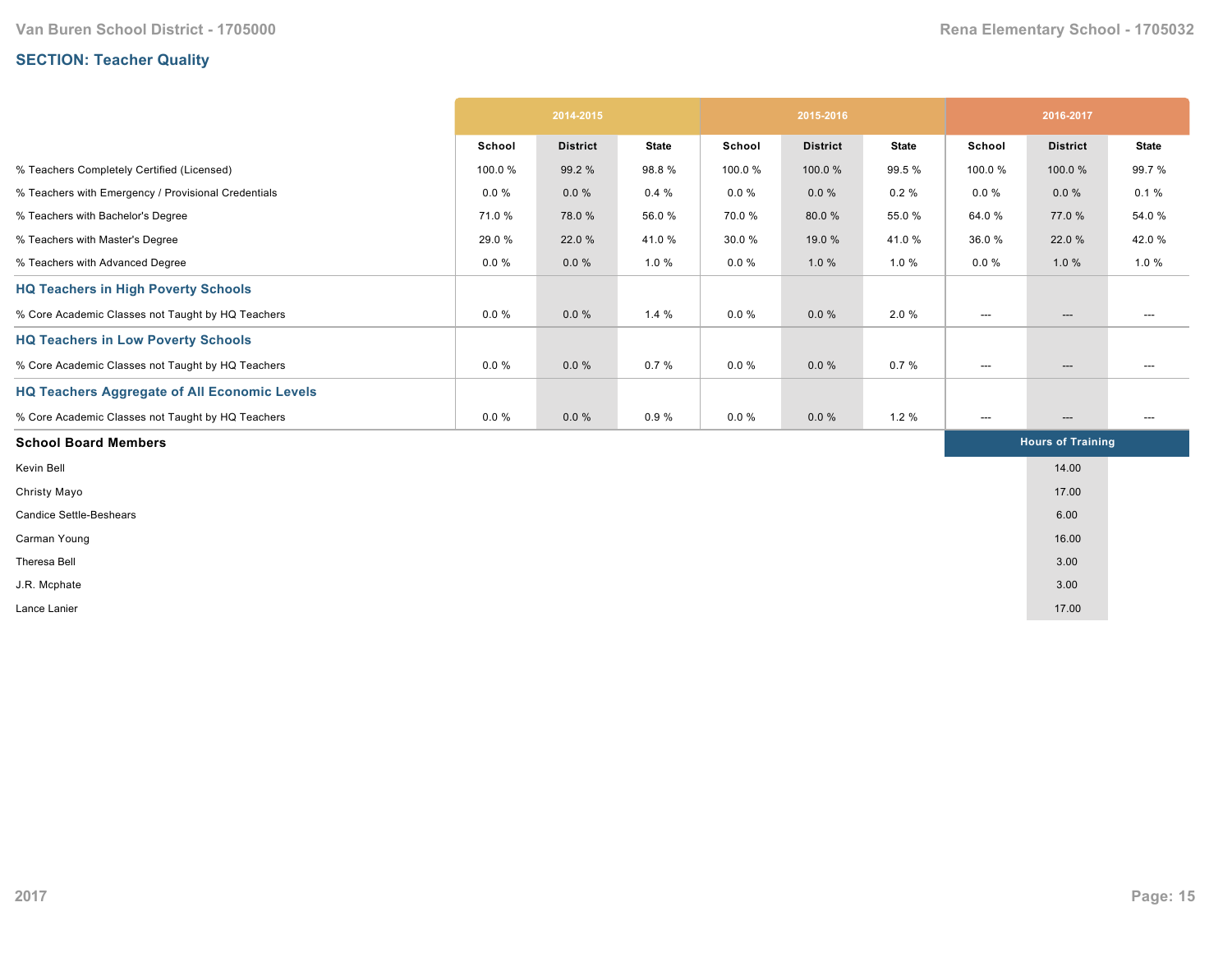## SECTION: Teacher Quality

| | 2014-2015 | | | 2015-2016 | | | 2016-2017 | | |
|---|---|---|---|---|---|---|---|---|---|
| | School | District | State | School | District | State | School | District | State |
| % Teachers Completely Certified (Licensed) | 100.0 % | 99.2 % | 98.8 % | 100.0 % | 100.0 % | 99.5 % | 100.0 % | 100.0 % | 99.7 % |
| % Teachers with Emergency / Provisional Credentials | 0.0 % | 0.0 % | 0.4 % | 0.0 % | 0.0 % | 0.2 % | 0.0 % | 0.0 % | 0.1 % |
| % Teachers with Bachelor's Degree | 71.0 % | 78.0 % | 56.0 % | 70.0 % | 80.0 % | 55.0 % | 64.0 % | 77.0 % | 54.0 % |
| % Teachers with Master's Degree | 29.0 % | 22.0 % | 41.0 % | 30.0 % | 19.0 % | 41.0 % | 36.0 % | 22.0 % | 42.0 % |
| % Teachers with Advanced Degree | 0.0 % | 0.0 % | 1.0 % | 0.0 % | 1.0 % | 1.0 % | 0.0 % | 1.0 % | 1.0 % |
| **HQ Teachers in High Poverty Schools** | | | | | | | | | |
| % Core Academic Classes not Taught by HQ Teachers | 0.0 % | 0.0 % | 1.4 % | 0.0 % | 0.0 % | 2.0 % | --- | --- | --- |
| **HQ Teachers in Low Poverty Schools** | | | | | | | | | |
| % Core Academic Classes not Taught by HQ Teachers | 0.0 % | 0.0 % | 0.7 % | 0.0 % | 0.0 % | 0.7 % | --- | --- | --- |
| **HQ Teachers Aggregate of All Economic Levels** | | | | | | | | | |
| % Core Academic Classes not Taught by HQ Teachers | 0.0 % | 0.0 % | 0.9 % | 0.0 % | 0.0 % | 1.2 % | --- | --- | --- |

| School Board Members | Hours of Training |
|---|---|
| Kevin Bell | 14.00 |
| Christy Mayo | 17.00 |
| Candice Settle-Beshears | 6.00 |
| Carman Young | 16.00 |
| Theresa Bell | 3.00 |
| J.R. Mcphate | 3.00 |
| Lance Lanier | 17.00 |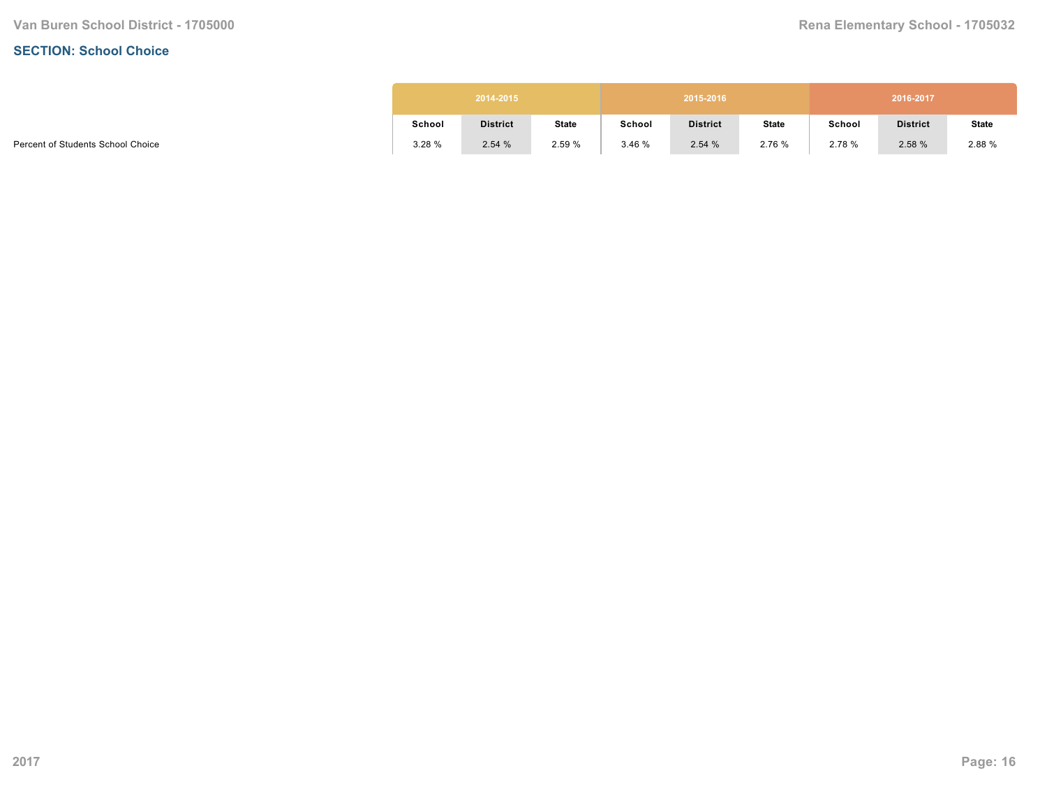## SECTION: School Choice

| | 2014-2015 | | | 2015-2016 | | | 2016-2017 | | |
|---|---|---|---|---|---|---|---|---|---|
| | School | District | State | School | District | State | School | District | State |
| Percent of Students School Choice | 3.28 % | 2.54 % | 2.59 % | 3.46 % | 2.54 % | 2.76 % | 2.78 % | 2.58 % | 2.88 % |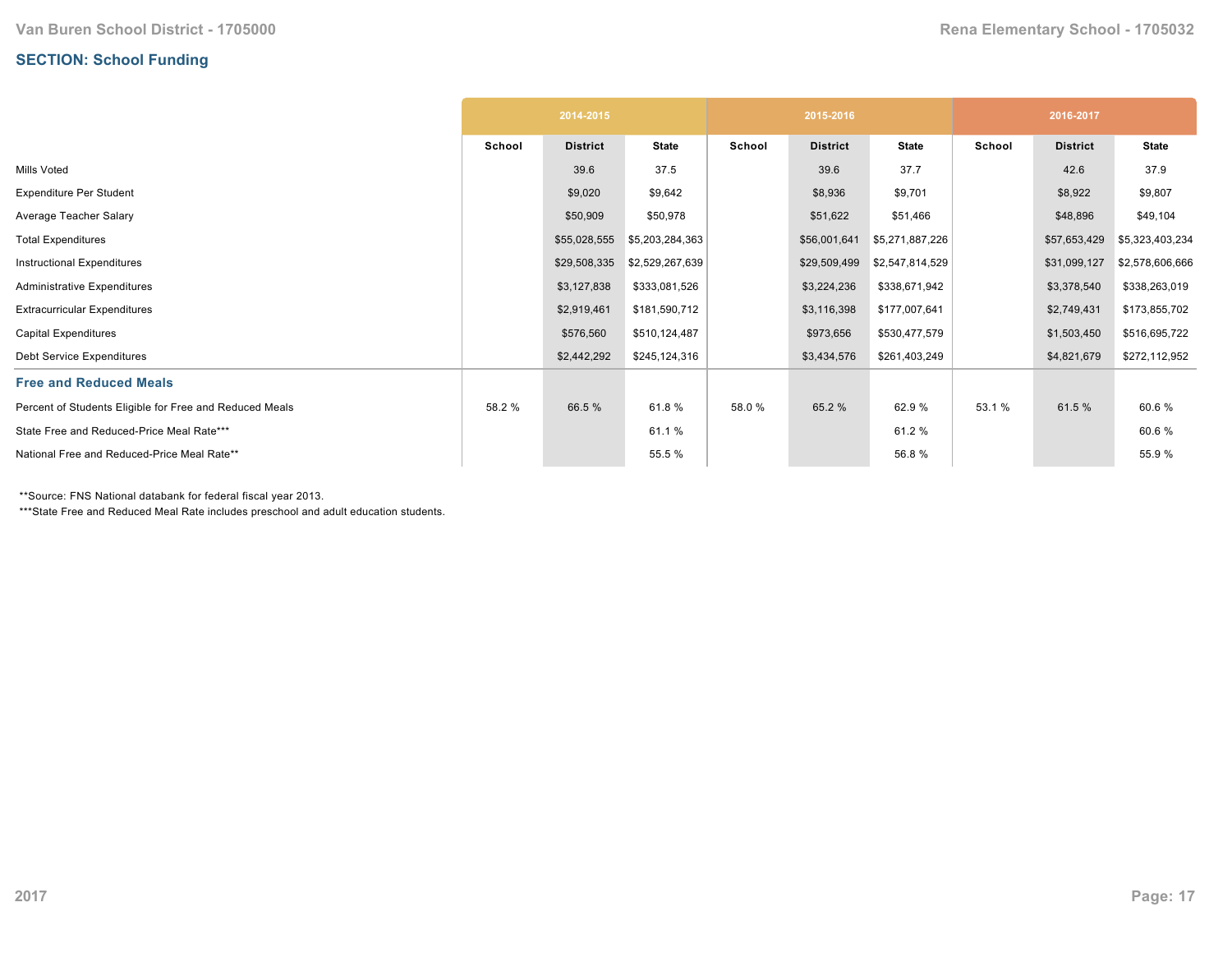## SECTION: School Funding

| | 2014-2015 | | | 2015-2016 | | | 2016-2017 | | |
|---|---|---|---|---|---|---|---|---|---|
| | School | District | State | School | District | State | School | District | State |
| Mills Voted | | 39.6 | 37.5 | | 39.6 | 37.7 | | 42.6 | 37.9 |
| Expenditure Per Student | | $9,020 | $9,642 | | $8,936 | $9,701 | | $8,922 | $9,807 |
| Average Teacher Salary | | $50,909 | $50,978 | | $51,622 | $51,466 | | $48,896 | $49,104 |
| Total Expenditures | | $55,028,555 | $5,203,284,363 | | $56,001,641 | $5,271,887,226 | | $57,653,429 | $5,323,403,234 |
| Instructional Expenditures | | $29,508,335 | $2,529,267,639 | | $29,509,499 | $2,547,814,529 | | $31,099,127 | $2,578,606,666 |
| Administrative Expenditures | | $3,127,838 | $333,081,526 | | $3,224,236 | $338,671,942 | | $3,378,540 | $338,263,019 |
| Extracurricular Expenditures | | $2,919,461 | $181,590,712 | | $3,116,398 | $177,007,641 | | $2,749,431 | $173,855,702 |
| Capital Expenditures | | $576,560 | $510,124,487 | | $973,656 | $530,477,579 | | $1,503,450 | $516,695,722 |
| Debt Service Expenditures | | $2,442,292 | $245,124,316 | | $3,434,576 | $261,403,249 | | $4,821,679 | $272,112,952 |
| **Free and Reduced Meals** | | | | | | | | | |
| Percent of Students Eligible for Free and Reduced Meals | 58.2 % | 66.5 % | 61.8 % | 58.0 % | 65.2 % | 62.9 % | 53.1 % | 61.5 % | 60.6 % |
| State Free and Reduced-Price Meal Rate*** | | | 61.1 % | | | 61.2 % | | | 60.6 % |
| National Free and Reduced-Price Meal Rate** | | | 55.5 % | | | 56.8 % | | | 55.9 % |

**Source: FNS National databank for federal fiscal year 2013.

***State Free and Reduced Meal Rate includes preschool and adult education students.